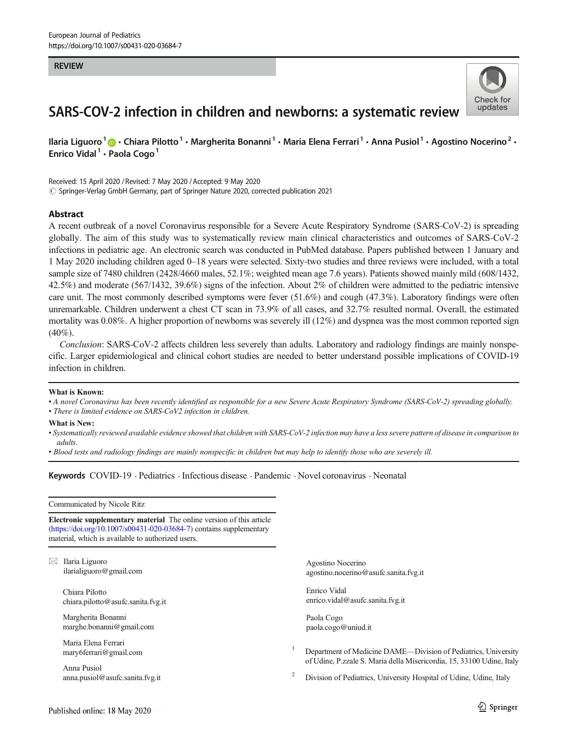European Journal of Pediatrics
https://doi.org/10.1007/s00431-020-03684-7

REVIEW

# SARS-COV-2 infection in children and newborns: a systematic review

Ilaria Liguoro[1] · Chiara Pilotto[1] · Margherita Bonanni[1] · Maria Elena Ferrari[1] · Anna Pusiol[1] · Agostino Nocerino[2] · Enrico Vidal[1] · Paola Cogo[1]

Received: 15 April 2020 / Revised: 7 May 2020 / Accepted: 9 May 2020
© Springer-Verlag GmbH Germany, part of Springer Nature 2020, corrected publication 2021

## Abstract

A recent outbreak of a novel Coronavirus responsible for a Severe Acute Respiratory Syndrome (SARS-CoV-2) is spreading globally. The aim of this study was to systematically review main clinical characteristics and outcomes of SARS-CoV-2 infections in pediatric age. An electronic search was conducted in PubMed database. Papers published between 1 January and 1 May 2020 including children aged 0–18 years were selected. Sixty-two studies and three reviews were included, with a total sample size of 7480 children (2428/4660 males, 52.1%; weighted mean age 7.6 years). Patients showed mainly mild (608/1432, 42.5%) and moderate (567/1432, 39.6%) signs of the infection. About 2% of children were admitted to the pediatric intensive care unit. The most commonly described symptoms were fever (51.6%) and cough (47.3%). Laboratory findings were often unremarkable. Children underwent a chest CT scan in 73.9% of all cases, and 32.7% resulted normal. Overall, the estimated mortality was 0.08%. A higher proportion of newborns was severely ill (12%) and dyspnea was the most common reported sign (40%).

*Conclusion*: SARS-CoV-2 affects children less severely than adults. Laboratory and radiology findings are mainly nonspecific. Larger epidemiological and clinical cohort studies are needed to better understand possible implications of COVID-19 infection in children.

**What is Known:**
- *A novel Coronavirus has been recently identified as responsible for a new Severe Acute Respiratory Syndrome (SARS-CoV-2) spreading globally.*
- *There is limited evidence on SARS-CoV2 infection in children.*

**What is New:**
- *Systematically reviewed available evidence showed that children with SARS-CoV-2 infection may have a less severe pattern of disease in comparison to adults.*
- *Blood tests and radiology findings are mainly nonspecific in children but may help to identify those who are severely ill.*

**Keywords** COVID-19 · Pediatrics · Infectious disease · Pandemic · Novel coronavirus · Neonatal

Communicated by Nicole Ritz

**Electronic supplementary material** The online version of this article (https://doi.org/10.1007/s00431-020-03684-7) contains supplementary material, which is available to authorized users.

✉ Ilaria Liguoro
ilarialiguoro@gmail.com

Chiara Pilotto
chiara.pilotto@asufc.sanita.fvg.it

Margherita Bonanni
marghe.bonanni@gmail.com

Maria Elena Ferrari
mary6ferrari@gmail.com

Anna Pusiol
anna.pusiol@asufc.sanita.fvg.it

Agostino Nocerino
agostino.nocerino@asufc.sanita.fvg.it

Enrico Vidal
enrico.vidal@asufc.sanita.fvg.it

Paola Cogo
paola.cogo@uniud.it

[1] Department of Medicine DAME—Division of Pediatrics, University of Udine, P.zzale S. Maria della Misericordia, 15, 33100 Udine, Italy

[2] Division of Pediatrics, University Hospital of Udine, Udine, Italy

Published online: 18 May 2020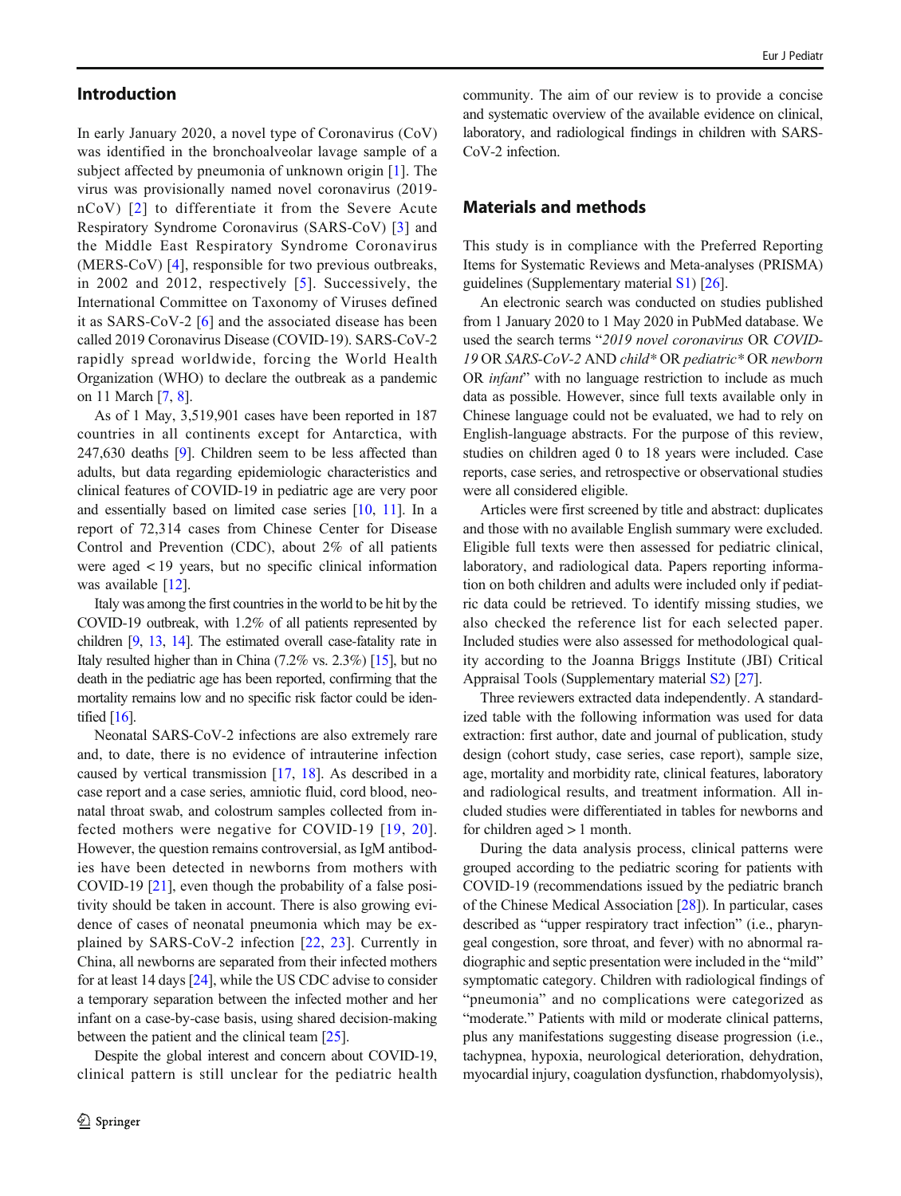## Introduction

In early January 2020, a novel type of Coronavirus (CoV) was identified in the bronchoalveolar lavage sample of a subject affected by pneumonia of unknown origin [1]. The virus was provisionally named novel coronavirus (2019-nCoV) [2] to differentiate it from the Severe Acute Respiratory Syndrome Coronavirus (SARS-CoV) [3] and the Middle East Respiratory Syndrome Coronavirus (MERS-CoV) [4], responsible for two previous outbreaks, in 2002 and 2012, respectively [5]. Successively, the International Committee on Taxonomy of Viruses defined it as SARS-CoV-2 [6] and the associated disease has been called 2019 Coronavirus Disease (COVID-19). SARS-CoV-2 rapidly spread worldwide, forcing the World Health Organization (WHO) to declare the outbreak as a pandemic on 11 March [7, 8].

As of 1 May, 3,519,901 cases have been reported in 187 countries in all continents except for Antarctica, with 247,630 deaths [9]. Children seem to be less affected than adults, but data regarding epidemiologic characteristics and clinical features of COVID-19 in pediatric age are very poor and essentially based on limited case series [10, 11]. In a report of 72,314 cases from Chinese Center for Disease Control and Prevention (CDC), about 2% of all patients were aged < 19 years, but no specific clinical information was available [12].

Italy was among the first countries in the world to be hit by the COVID-19 outbreak, with 1.2% of all patients represented by children [9, 13, 14]. The estimated overall case-fatality rate in Italy resulted higher than in China (7.2% vs. 2.3%) [15], but no death in the pediatric age has been reported, confirming that the mortality remains low and no specific risk factor could be identified [16].

Neonatal SARS-CoV-2 infections are also extremely rare and, to date, there is no evidence of intrauterine infection caused by vertical transmission [17, 18]. As described in a case report and a case series, amniotic fluid, cord blood, neonatal throat swab, and colostrum samples collected from infected mothers were negative for COVID-19 [19, 20]. However, the question remains controversial, as IgM antibodies have been detected in newborns from mothers with COVID-19 [21], even though the probability of a false positivity should be taken in account. There is also growing evidence of cases of neonatal pneumonia which may be explained by SARS-CoV-2 infection [22, 23]. Currently in China, all newborns are separated from their infected mothers for at least 14 days [24], while the US CDC advise to consider a temporary separation between the infected mother and her infant on a case-by-case basis, using shared decision-making between the patient and the clinical team [25].

Despite the global interest and concern about COVID-19, clinical pattern is still unclear for the pediatric health community. The aim of our review is to provide a concise and systematic overview of the available evidence on clinical, laboratory, and radiological findings in children with SARS-CoV-2 infection.

## Materials and methods

This study is in compliance with the Preferred Reporting Items for Systematic Reviews and Meta-analyses (PRISMA) guidelines (Supplementary material S1) [26].

An electronic search was conducted on studies published from 1 January 2020 to 1 May 2020 in PubMed database. We used the search terms "*2019 novel coronavirus* OR *COVID-19* OR *SARS-CoV-2* AND *child** OR *pediatric** OR *newborn* OR *infant*" with no language restriction to include as much data as possible. However, since full texts available only in Chinese language could not be evaluated, we had to rely on English-language abstracts. For the purpose of this review, studies on children aged 0 to 18 years were included. Case reports, case series, and retrospective or observational studies were all considered eligible.

Articles were first screened by title and abstract: duplicates and those with no available English summary were excluded. Eligible full texts were then assessed for pediatric clinical, laboratory, and radiological data. Papers reporting information on both children and adults were included only if pediatric data could be retrieved. To identify missing studies, we also checked the reference list for each selected paper. Included studies were also assessed for methodological quality according to the Joanna Briggs Institute (JBI) Critical Appraisal Tools (Supplementary material S2) [27].

Three reviewers extracted data independently. A standardized table with the following information was used for data extraction: first author, date and journal of publication, study design (cohort study, case series, case report), sample size, age, mortality and morbidity rate, clinical features, laboratory and radiological results, and treatment information. All included studies were differentiated in tables for newborns and for children aged > 1 month.

During the data analysis process, clinical patterns were grouped according to the pediatric scoring for patients with COVID-19 (recommendations issued by the pediatric branch of the Chinese Medical Association [28]). In particular, cases described as "upper respiratory tract infection" (i.e., pharyngeal congestion, sore throat, and fever) with no abnormal radiographic and septic presentation were included in the "mild" symptomatic category. Children with radiological findings of "pneumonia" and no complications were categorized as "moderate." Patients with mild or moderate clinical patterns, plus any manifestations suggesting disease progression (i.e., tachypnea, hypoxia, neurological deterioration, dehydration, myocardial injury, coagulation dysfunction, rhabdomyolysis),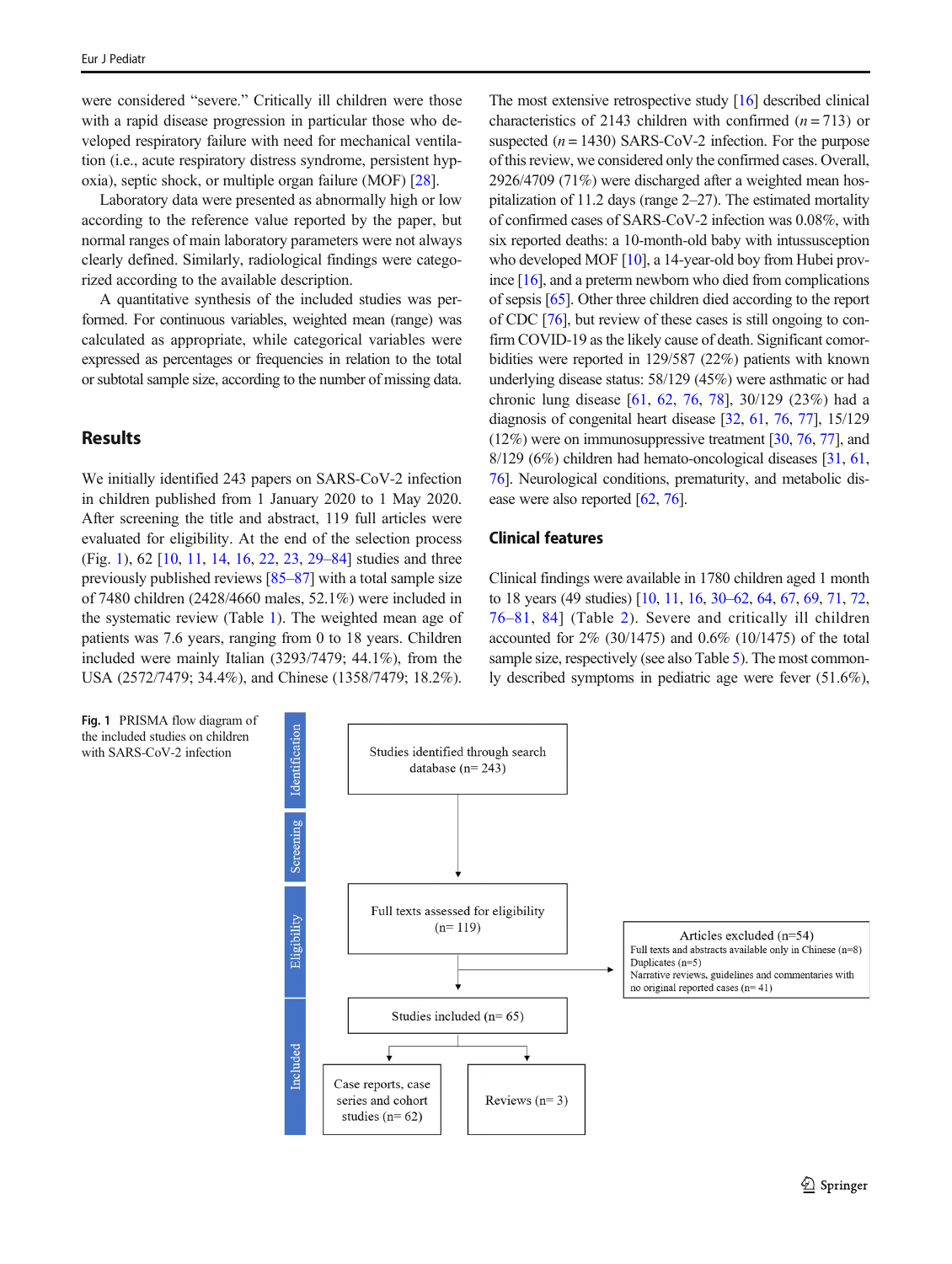were considered "severe." Critically ill children were those with a rapid disease progression in particular those who developed respiratory failure with need for mechanical ventilation (i.e., acute respiratory distress syndrome, persistent hypoxia), septic shock, or multiple organ failure (MOF) [28].

Laboratory data were presented as abnormally high or low according to the reference value reported by the paper, but normal ranges of main laboratory parameters were not always clearly defined. Similarly, radiological findings were categorized according to the available description.

A quantitative synthesis of the included studies was performed. For continuous variables, weighted mean (range) was calculated as appropriate, while categorical variables were expressed as percentages or frequencies in relation to the total or subtotal sample size, according to the number of missing data.

## Results

We initially identified 243 papers on SARS-CoV-2 infection in children published from 1 January 2020 to 1 May 2020. After screening the title and abstract, 119 full articles were evaluated for eligibility. At the end of the selection process (Fig. 1), 62 [10, 11, 14, 16, 22, 23, 29–84] studies and three previously published reviews [85–87] with a total sample size of 7480 children (2428/4660 males, 52.1%) were included in the systematic review (Table 1). The weighted mean age of patients was 7.6 years, ranging from 0 to 18 years. Children included were mainly Italian (3293/7479; 44.1%), from the USA (2572/7479; 34.4%), and Chinese (1358/7479; 18.2%).

The most extensive retrospective study [16] described clinical characteristics of 2143 children with confirmed ($n = 713$) or suspected ($n = 1430$) SARS-CoV-2 infection. For the purpose of this review, we considered only the confirmed cases. Overall, 2926/4709 (71%) were discharged after a weighted mean hospitalization of 11.2 days (range 2–27). The estimated mortality of confirmed cases of SARS-CoV-2 infection was 0.08%, with six reported deaths: a 10-month-old baby with intussusception who developed MOF [10], a 14-year-old boy from Hubei province [16], and a preterm newborn who died from complications of sepsis [65]. Other three children died according to the report of CDC [76], but review of these cases is still ongoing to confirm COVID-19 as the likely cause of death. Significant comorbidities were reported in 129/587 (22%) patients with known underlying disease status: 58/129 (45%) were asthmatic or had chronic lung disease [61, 62, 76, 78], 30/129 (23%) had a diagnosis of congenital heart disease [32, 61, 76, 77], 15/129 (12%) were on immunosuppressive treatment [30, 76, 77], and 8/129 (6%) children had hemato-oncological diseases [31, 61, 76]. Neurological conditions, prematurity, and metabolic disease were also reported [62, 76].

### Clinical features

Clinical findings were available in 1780 children aged 1 month to 18 years (49 studies) [10, 11, 16, 30–62, 64, 67, 69, 71, 72, 76–81, 84] (Table 2). Severe and critically ill children accounted for 2% (30/1475) and 0.6% (10/1475) of the total sample size, respectively (see also Table 5). The most commonly described symptoms in pediatric age were fever (51.6%),

**Fig. 1** PRISMA flow diagram of the included studies on children with SARS-CoV-2 infection

Identification: Studies identified through search database (n= 243)

Screening / Eligibility: Full texts assessed for eligibility (n= 119)

Articles excluded (n=54)
Full texts and abstracts available only in Chinese (n=8)
Duplicates (n=5)
Narrative reviews, guidelines and commentaries with no original reported cases (n= 41)

Included: Studies included (n= 65)
- Case reports, case series and cohort studies (n= 62)
- Reviews (n= 3)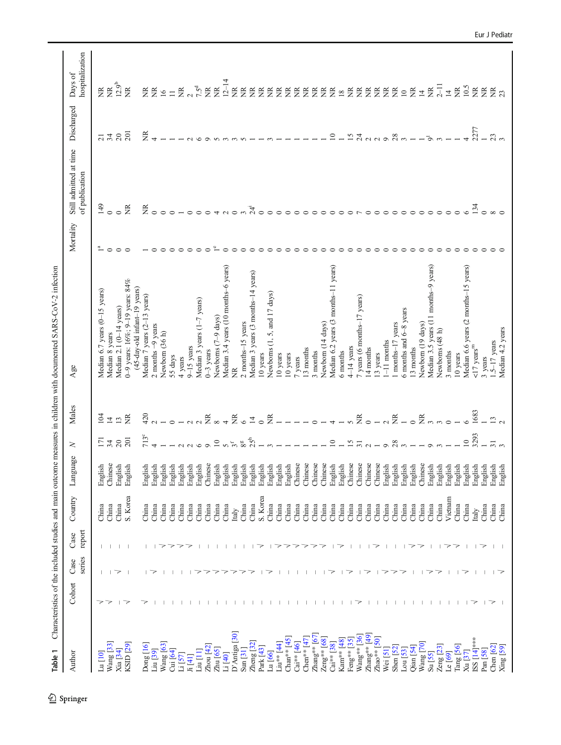**Table 1** Characteristics of the included studies and main outcome measures in children with documented SARS-CoV-2 infection

| Author | Cohort | Case series | Case report | Country | Language | N | Males | Age | Mortality | Still admitted at time of publication | Discharged | Days of hospitalization |
|---|---|---|---|---|---|---|---|---|---|---|---|---|
| Lu [10] | √ | – | – | China | English | 171 | 104 | Median 6.7 years (0–15 years) | 1[a] | 149 | 21 | NR |
| Wang [33] | √ | – | – | China | Chinese | 34 | 14 | Median 8 years | 0 | 0 | 34 | NR |
| Xia [34] | – | √ | – | China | English | 20 | 13 | Median 2.1 (0–14 years) | 0 | 0 | 20 | 12.9[b] |
| KSID [29] | √ | – | – | S. Korea | English | 201 | NR | 0–9 years: 16%; 9–19 years: 84% | 0 | NR | 201 | NR |
| Dong [16] | √ | – | – | China | English | 713[c] | 420 | (45-day-old infant–19 years) Median 7 years (2–13 years) | 1 | NR | NR | NR |
| Liu [39] | – | √ | – | China | English | 4 | 2 | 2 months –9 years | 0 | 0 | 4 | NR |
| Wang [63] | – | – | √ | China | English | 1 | 1 | Newborn (36 h) | 0 | 0 | 1 | 16 |
| Cui [64] | – | – | √ | China | English | 1 | 0 | 55 days | 0 | 0 | 1 | 11 |
| Li [57] | – | – | √ | China | English | 2 | 1 | 4 years | 0 | 1 | 1 | NR |
| Ji [41] | – | – | √ | China | English | 2 | 2 | 9–15 years | 0 | 0 | 2 | 2 |
| Liu [11] | – | √ | – | China | English | 6 | 2 | Median 3 years (1–7 years) | 0 | 0 | 6 | 7.5[d] |
| Zhou [42] | – | √ | – | China | Chinese | 9 | NR | 0–3 years | 0 | 0 | 9 | NR |
| Zhu [65] | – | √ | – | China | English | 10 | 8 | Newborns (7–9 days) | 1[e] | 4 | 5 | NR |
| Li [40] | – | √ | – | China | English | 5 | 4 | Median 3.4 years (10 months–6 years) | 0 | 2 | 3 | 12–14 |
| D'Antiga [30] | – | √ | – | Italy | English | 3[f] | NR | NR | 0 | 0 | 3 | NR |
| Sun [31] | – | √ | – | China | English | 8[g] | 6 | 2 months–15 years | 0 | 3 | 5 | NR |
| Zheng [32] | – | √ | – | China | English | 25[h] | 14 | Median 3 years (3 months–14 years) | 0 | 24[i] | 1 | NR |
| Park [43] | – | – | √ | S. Korea | English | 1 | 0 | 10 years | 0 | 0 | 1 | NR |
| Lu [66] | – | √ | – | China | English | 3 | NR | Newborns (1, 5, and 17 days) | 0 | 0 | 3 | NR |
| Liu** [44] | – | – | √ | China | English | 1 | 1 | 10 years | 0 | 0 | 1 | NR |
| Chan** [45] | – | – | √ | China | English | 1 | 1 | 10 years | 0 | 0 | 1 | NR |
| Cai** [46] | – | – | √ | China | Chinese | 1 | 1 | 7 years | 0 | 0 | 1 | NR |
| Chen** [47] | – | – | √ | China | Chinese | 1 | 1 | 13 months | 0 | 0 | 1 | NR |
| Zhang** [67] | – | – | √ | China | Chinese | 1 | 0 | 3 months | 0 | 0 | 1 | NR |
| Zeng** [68] | – | – | √ | China | Chinese | 1 | 1 | Newborn (14 days) | 0 | 0 | 1 | NR |
| Cai** [38] | – | √ | – | China | English | 10 | 4 | Median 6.2 years (3 months–11 years) | 0 | 0 | 10 | NR |
| Kam** [48] | – | – | √ | China | English | 1 | 1 | 6 months | 0 | 0 | 1 | 18 |
| Feng** [35] | – | √ | – | China | Chinese | 15 | 5 | 4–14 years | 0 | 0 | 15 | NR |
| Wang** [36] | √ | – | – | China | Chinese | 31 | NR | 7 years (6 months–17 years) | 0 | 7 | 24 | NR |
| Zhang** [49] | – | √ | – | China | Chinese | 2 | 0 | 14 months | 0 | 0 | 2 | NR |
| Zhao** [50] | – | – | √ | China | Chinese | 1 | 1 | 13 years | 0 | 0 | 2 | NR |
| Wei [51] | – | √ | – | China | English | 9 | 2 | 1–11 months | 0 | 0 | 9 | NR |
| Shen [52] | – | √ | – | China | English | 28 | NR | 1 months–17 years | 0 | 0 | 28 | NR |
| Lou [53] | – | √ | – | China | English | 3 | 1 | 6 months and 6–8 years | 0 | 0 | 3 | 10 |
| Qian [54] | – | – | √ | China | English | 1 | 0 | 13 months | 0 | 0 | 1 | NR |
| Wang [70] | – | – | √ | China | Chinese | 1 | NR | Newborn (19 days) | 0 | 0 | 1 | 14 |
| Su [55] | – | √ | – | China | English | 9 | 3 | Median 3.5 years (11 months–9 years) | 0 | 0 | 9[l] | NR |
| Zeng [23] | – | √ | – | China | English | 3 | 3 | Newborns (48 h) | 0 | 0 | 3 | 2–11 |
| Le [69] | – | – | √ | Vietnam | English | 1 | 0 | 3 months | 0 | 0 | 1 | 14 |
| Tang [56] | – | – | √ | China | English | 1 | 1 | 10 years | 0 | 0 | 1 | NR |
| Xu [37] | – | √ | – | China | English | 10 | 6 | Median 6.6 years (2 months–15 years) | 0 | 6 | 4 | 10.5 |
| ISS [14]*** | √ | – | – | Italy | English | 3293 | 1683 | <17 years[m] | 0 | 134 | 2277 | NR |
| Pan [58] | – | – | √ | China | English | 1 | 1 | 3 years | 0 | 0 | 1 | NR |
| Chen [62] | √ | – | – | China | English | 31 | 13 | 1.5–17 years | 0 | 8 | 23 | NR |
| Xing [59] | – | √ | – | China | English | 3 | 2 | Median 4.2 years | 0 | 0 | 3 | 23 |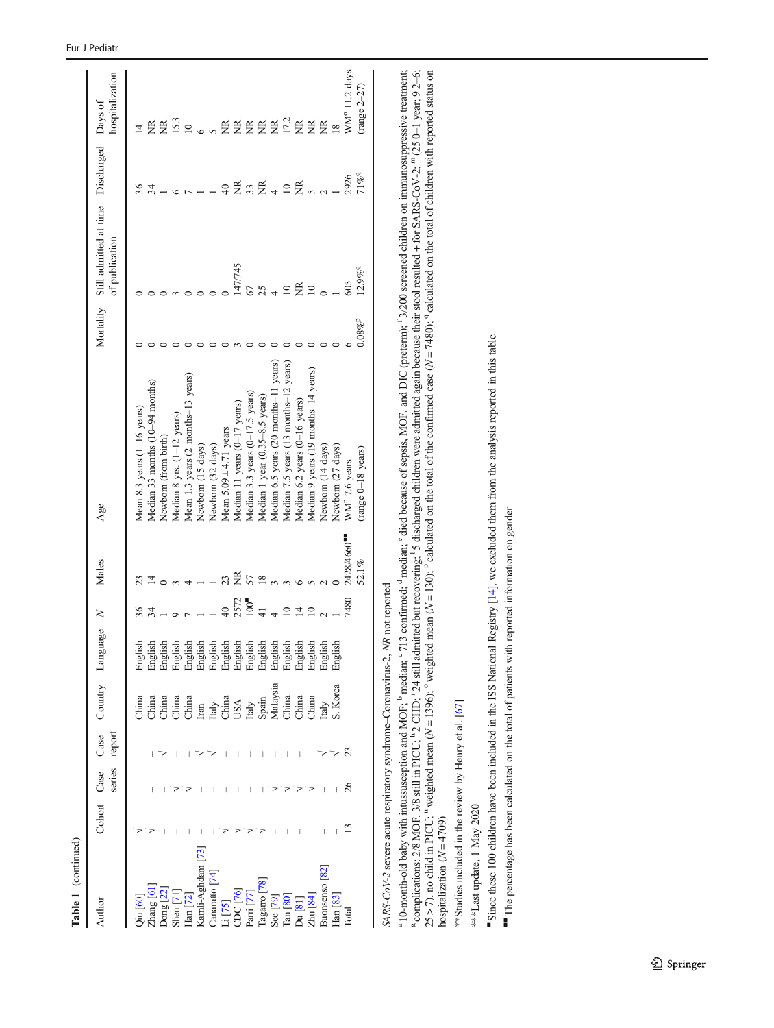**Table 1** (continued)

| Author | Cohort | Case series | Case report | Country | Language | N | Males | Age | Mortality | Still admitted at time of publication | Discharged | Days of hospitalization |
|---|---|---|---|---|---|---|---|---|---|---|---|---|
| Qiu [60] | √ | – | – | China | English | 36 | 23 | Mean 8.3 years (1–16 years) | 0 | 0 | 36 | 14 |
| Zhang [61] | √ | – | – | China | English | 34 | 14 | Median 33 months (10–94 months) | 0 | 0 | 34 | NR |
| Dong [22] | – | – | √ | China | English | 1 | 0 | Newborn (from birth) | 0 | 0 | 1 | NR |
| Shen [71] | – | √ | – | China | English | 9 | 3 | Median 8 yrs. (1–12 years) | 0 | 3 | 6 | 15.3 |
| Han [72] | – | √ | – | China | English | 7 | 4 | Mean 1.3 years (2 months–13 years) | 0 | 0 | 7 | 10 |
| Kamli-Aghdam [73] | – | – | √ | Iran | English | 1 | 1 | Newborn (15 days) | 0 | 0 | 1 | 6 |
| Canarutto [74] | – | – | √ | Italy | English | 1 | 1 | Newborn (32 days) | 0 | 0 | 1 | 5 |
| Li [75] | √ | – | – | China | English | 40 | 23 | Mean 5.09 ± 4.71 years | 0 | 0 | 40 | NR |
| CDC [76] | √ | – | – | USA | English | 2572 | NR | Median 11 years (0–17 years) | 3 | 147/745 | NR | NR |
| Parri [77] | √ | – | – | Italy | English | 100[■] | 57 | Median 3.3 years (0–17.5 years) | 0 | 67 | 33 | NR |
| Tagarro [78] | √ | – | – | Spain | English | 41 | 18 | Median 1 year (0.35–8.5 years) | 0 | 25 | NR | NR |
| See [79] | – | √ | – | Malaysia | English | 4 | 3 | Median 6.5 years (20 months–11 years) | 0 | 4 | 4 | NR |
| Tan [80] | – | √ | – | China | English | 10 | 3 | Median 7.5 years (13 months–12 years) | 0 | 10 | 10 | 17.2 |
| Du [81] | – | √ | – | China | English | 14 | 6 | Median 6.2 years (0–16 years) | 0 | NR | NR | NR |
| Zhu [84] | – | √ | – | China | English | 10 | 5 | Median 9 years (19 months–14 years) | 0 | 10 | 5 | NR |
| Buonsenso [82] | – | – | √ | Italy | English | 2 | 2 | Newborn (14 days) | 0 | 0 | 2 | NR |
| Han [83] | – | – | √ | S. Korea | English | 1 | 0 | Newborn (27 days) | 0 | 1 | 1 | 18 |
| Total | 13 | 26 | 23 | | | 7480 | 2428/4660[■■] 52.1% | WM[n] 7.6 years (range 0–18 years) | 6 0.08%[p] | 605 12.9%[q] | 2926 71%[q] | WM[o] 11.2 days (range 2–27) |

*SARS-CoV-2* severe acute respiratory syndrome–Coronavirus-2, *NR* not reported

[a] 10-month-old baby with intussusception and MOF; [b] median; [c] 713 confirmed; [d] median; [e] died because of sepsis, MOF, and DIC (preterm); [f] 3/200 screened children on immunosuppressive treatment; [g] complications: 2/8 MOF, 3/8 still in PICU; [h] 2 CHD; [i] 24 still admitted but recovering; [l] 5 discharged children were admitted again because their stool resulted + for SARS-CoV-2; [m] (25 0–1 year; 9 2–6; 25 > 7), no child in PICU; [n] weighted mean (*N* = 1396); [o] weighted mean (*N* = 130); [p] calculated on the total of the confirmed case (*N* = 7480); [q] calculated on the total of children with reported status on hospitalization (*N* = 4709)

**Studies included in the review by Henry et al. [67]

***Last update, 1 May 2020

[■] Since these 100 children have been included in the ISS National Registry [14], we excluded them from the analysis reported in this table

[■■] The percentage has been calculated on the total of patients with reported information on gender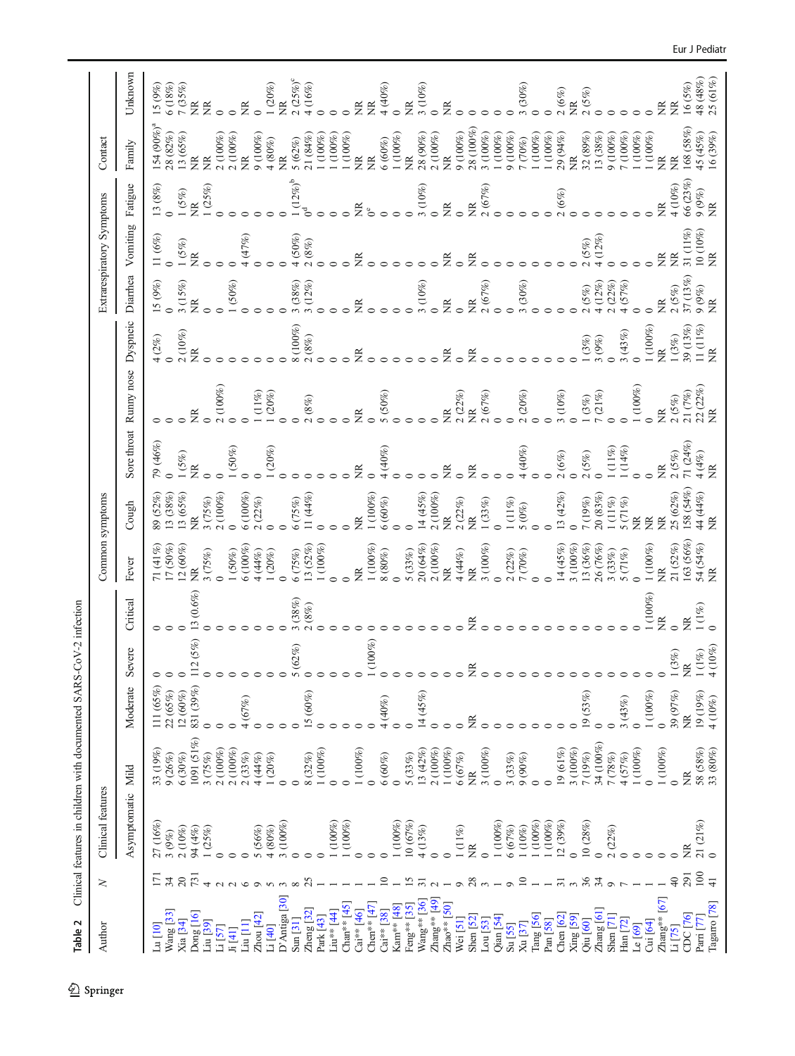**Table 2** Clinical features in children with documented SARS-CoV-2 infection

| Author | N | Clinical features | | | | | Common symptoms | | | | | Extrarespiratory Symptoms | | | Contact | |
|---|---|---|---|---|---|---|---|---|---|---|---|---|---|---|---|---|
| | | Asymptomatic | Mild | Moderate | Severe | Critical | Fever | Cough | Sore throat | Runny nose | Dyspneic | Diarrhea | Vomiting | Fatigue | Family | Unknown |
| Lu [10] | 171 | 27 (16%) | 33 (19%) | 111 (65%) | 0 | 0 | 71 (41%) | 89 (52%) | 79 (46%) | 0 | 4 (2%) | 15 (9%) | 11 (6%) | 13 (8%) | 154 (90%)[a] | 15 (9%) |
| Wang [33] | 34 | 3 (9%) | 9 (26%) | 22 (65%) | 0 | 0 | 17 (50%) | 13 (38%) | 0 | 0 | 0 | 0 | 0 | 0 | 28 (82%) | 6 (18%) |
| Xia [34] | 20 | 2 (10%) | 6 (30%) | 12 (60%) | 0 | 0 | 12 (60%) | 13 (65%) | 1 (5%) | 0 | 2 (10%) | 3 (15%) | 1 (5%) | 1 (5%) | 13 (65%) | 7 (35%) |
| Dong [16] | 731 | 94 (4%) | 1091 (51%) | 831 (39%) | 112 (5%) | 13 (0.6%) | NR | NR | NR | NR | NR | NR | NR | NR | NR | NR |
| Liu [39] | 4 | 1 (25%) | 3 (75%) | 0 | 0 | 0 | 3 (75%) | 3 (75%) | 0 | 0 | 0 | 0 | 0 | 1 (25%) | NR | NR |
| Li [57] | 2 | 0 | 2 (100%) | 0 | 0 | 0 | 0 | 2 (100%) | 0 | 2 (100%) | 0 | 0 | 0 | 0 | 2 (100%) | 0 |
| Ji [41] | 2 | 0 | 2 (100%) | 0 | 0 | 0 | 1 (50%) | 0 | 1 (50%) | 0 | 0 | 1 (50%) | 0 | 0 | 2 (100%) | 0 |
| Liu [11] | 6 | 0 | 2 (33%) | 4 (67%) | 0 | 0 | 6 (100%) | 6 (100%) | 0 | 0 | 0 | 0 | 4 (47%) | 0 | NR | NR |
| Zhou [42] | 9 | 5 (56%) | 4 (44%) | 0 | 0 | 0 | 4 (44%) | 2 (22%) | 0 | 1 (11%) | 0 | 0 | 0 | 0 | 9 (100%) | 0 |
| Li [40] | 5 | 4 (80%) | 1 (20%) | 0 | 0 | 0 | 1 (20%) | 0 | 1 (20%) | 1 (20%) | 0 | 0 | 0 | 0 | 4 (80%) | 1 (20%) |
| D'Antiga [30] | 3 | 3 (100%) | 0 | 0 | 0 | 0 | 0 | 0 | 0 | 0 | 0 | 0 | 0 | 0 | NR | NR |
| Sun [31] | 8 | 0 | 0 | 0 | 5 (62%) | 3 (38%) | 6 (75%) | 6 (75%) | 0 | 0 | 8 (100%) | 3 (38%) | 4 (50%) | 1 (12%)[b] | 5 (62%) | 2 (25%)[c] |
| Zheng [32] | 25 | 0 | 8 (32%) | 15 (60%) | 0 | 2 (8%) | 13 (52%) | 11 (44%) | 0 | 2 (8%) | 2 (8%) | 3 (12%) | 2 (8%) | 0[d] | 21 (84%) | 4 (16%) |
| Park [43] | 1 | 0 | 1 (100%) | 0 | 0 | 0 | 1 (100%) | 0 | 0 | 0 | 0 | 0 | 0 | 0 | 1 (100%) | 0 |
| Liu** [44] | 1 | 1 (100%) | 0 | 0 | 0 | 0 | 0 | 0 | 0 | 0 | 0 | 0 | 0 | 0 | 1 (100%) | 0 |
| Chan** [45] | 1 | 1 (100%) | 0 | 0 | 0 | 0 | 0 | 0 | 0 | 0 | 0 | 0 | 0 | 0 | 1 (100%) | 0 |
| Cai** [46] | 1 | 0 | 1 (100%) | 0 | 0 | 0 | NR | NR | NR | NR | NR | NR | NR | NR | NR | NR |
| Chen** [47] | 1 | 0 | 0 | 0 | 1 (100%) | 0 | 1 (100%) | 1 (100%) | 0 | 0 | 0 | 0 | 0 | 0[e] | NR | NR |
| Cai** [38] | 10 | 0 | 6 (60%) | 4 (40%) | 0 | 0 | 8 (80%) | 6 (60%) | 4 (40%) | 5 (50%) | 0 | 0 | 0 | 0 | 6 (60%) | 4 (40%) |
| Kam** [48] | 1 | 1 (100%) | 0 | 0 | 0 | 0 | 0 | 0 | 0 | 0 | 0 | 0 | 0 | 0 | 1 (100%) | 0 |
| Feng** [35] | 15 | 10 (67%) | 5 (33%) | 0 | 0 | 0 | 5 (33%) | 0 | 0 | 0 | 0 | 0 | 0 | 0 | NR | NR |
| Wang** [36] | 31 | 4 (13%) | 13 (42%) | 14 (45%) | 0 | 0 | 20 (64%) | 14 (45%) | 0 | 0 | 0 | 3 (10%) | 0 | 3 (10%) | 28 (90%) | 3 (10%) |
| Zhang** [49] | 2 | 0 | 2 (100%) | 0 | 0 | 0 | 2 (100%) | 2 (100%) | 0 | 0 | 0 | 0 | 0 | 0 | 2 (100%) | 0 |
| Zhao** [50] | 1 | 0 | 1 (100%) | 0 | 0 | 0 | NR | NR | NR | NR | NR | NR | NR | NR | NR | NR |
| Wei [51] | 9 | 1 (11%) | 6 (67%) | 0 | 0 | 0 | 4 (44%) | 2 (22%) | 0 | 2 (22%) | 0 | 0 | 0 | 0 | 9 (100%) | 0 |
| Shen [52] | 28 | NR | NR | NR | NR | NR | NR | NR | NR | NR | NR | NR | NR | NR | 28 (100%) | 0 |
| Lou [53] | 3 | 0 | 3 (100%) | 0 | 0 | 0 | 3 (100%) | 1 (33%) | 0 | 2 (67%) | 0 | 2 (67%) | 0 | 2 (67%) | 3 (100%) | 0 |
| Qian [54] | 1 | 1 (100%) | 0 | 0 | 0 | 0 | 0 | 0 | 0 | 0 | 0 | 0 | 0 | 0 | 1 (100%) | 0 |
| Su [55] | 9 | 6 (67%) | 3 (33%) | 0 | 0 | 0 | 2 (22%) | 1 (11%) | 0 | 0 | 0 | 0 | 0 | 0 | 9 (100%) | 0 |
| Xu [37] | 10 | 1 (10%) | 9 (90%) | 0 | 0 | 0 | 7 (70%) | 5 (0%) | 4 (40%) | 2 (20%) | 0 | 3 (30%) | 0 | 0 | 7 (70%) | 3 (30%) |
| Tang [56] | 1 | 1 (100%) | 0 | 0 | 0 | 0 | 0 | 0 | 0 | 0 | 0 | 0 | 0 | 0 | 1 (100%) | 0 |
| Pan [58] | 1 | 1 (100%) | 0 | 0 | 0 | 0 | 0 | 0 | 0 | 0 | 0 | 0 | 0 | 0 | 1 (100%) | 0 |
| Chen [62] | 31 | 12 (39%) | 19 (61%) | 0 | 0 | 0 | 14 (45%) | 13 (42%) | 2 (6%) | 3 (10%) | 0 | 0 | 0 | 2 (6%) | 29 (94%) | 2 (6%) |
| Xing [59] | 3 | 0 | 3 (100%) | 0 | 0 | 0 | 3 (100%) | 0 | 0 | 0 | 0 | 0 | 0 | 0 | NR | NR |
| Qiu [60] | 36 | 10 (28%) | 7 (19%) | 19 (53%) | 0 | 0 | 13 (36%) | 7 (19%) | 2 (5%) | 1 (3%) | 1 (3%) | 2 (5%) | 2 (5%) | 0 | 32 (89%) | 2 (5%) |
| Zhang [61] | 34 | 0 | 34 (100%) | 0 | 0 | 0 | 26 (76%) | 20 (83%) | 0 | 7 (21%) | 3 (9%) | 4 (12%) | 4 (12%) | 0 | 13 (38%) | 0 |
| Shen [71] | 9 | 2 (22%) | 7 (78%) | 0 | 0 | 0 | 3 (33%) | 1 (11%) | 1 (11%) | 0 | 0 | 2 (22%) | 0 | 0 | 9 (100%) | 0 |
| Han [72] | 7 | 0 | 4 (57%) | 3 (43%) | 0 | 0 | 5 (71%) | 5 (71%) | 1 (14%) | 0 | 3 (43%) | 4 (57%) | 0 | 0 | 7 (100%) | 0 |
| Le [69] | 1 | 0 | 1 (100%) | 0 | 0 | 0 | 0 | NR | 0 | 0 | 0 | 0 | 0 | 0 | 1 (100%) | 0 |
| Cui [64] | 1 | 0 | 0 | 1 (100%) | 0 | 1 (100%) | 1 (100%) | NR | 0 | 1 (100%) | 1 (100%) | 0 | 0 | 0 | 1 (100%) | 0 |
| Zhang** [67] | 1 | 0 | 1 (100%) | 0 | 0 | NR | NR | NR | NR | NR | NR | NR | NR | NR | NR | NR |
| Li [75] | 40 | 0 | 0 | 39 (97%) | 1 (3%) | 0 | 21 (52%) | 25 (62%) | 2 (5%) | 2 (5%) | 1 (3%) | 2 (5%) | NR | 4 (10%) | NR | NR |
| CDC [76] | 291 | NR | NR | NR | NR | NR | 163 (56%) | 158 (54%) | 71 (24%) | 21 (7%) | 39 (13%) | 37 (13%) | 31 (11%) | 66 (23%) | 168 (58%) | 16 (5%) |
| Parri [77] | 100 | 21 (21%) | 58 (58%) | 19 (19%) | 1 (1%) | 1 (1%) | 54 (54%) | 44 (44%) | 4 (4%) | 22 (22%) | 11 (11%) | 9 (9%) | 10 (10%) | 9 (9%) | 45 (45%) | 48 (48%) |
| Tagarro [78] | 41 | 0 | 33 (80%) | 4 (10%) | 4 (10%) | 0 | NR | NR | NR | NR | NR | NR | NR | NR | 16 (39%) | 25 (61%) |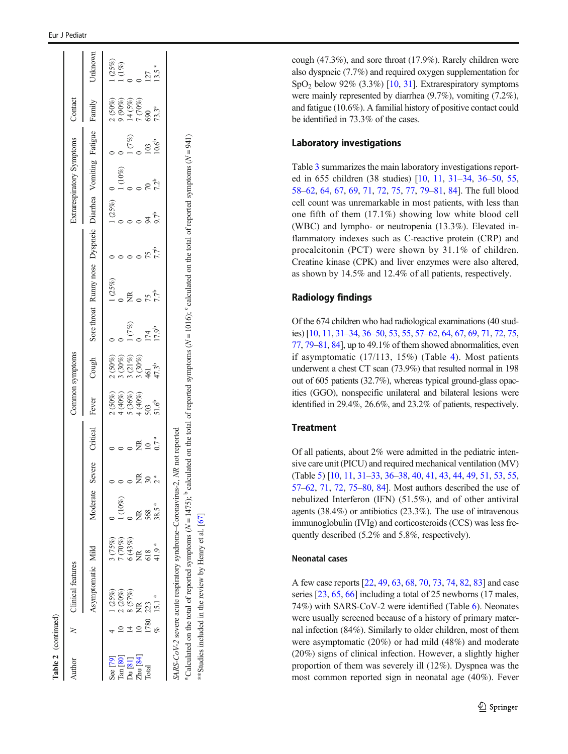**Table 2** (continued)

| Author | N | Clinical features | | | | | Common symptoms | | | | | Extrarespiratory Symptoms | | | Contact | |
|---|---|---|---|---|---|---|---|---|---|---|---|---|---|---|---|---|
| | | Asymptomatic | Mild | Moderate | Severe | Critical | Fever | Cough | Sore throat | Runny nose | Dyspneic | Diarrhea | Vomiting | Fatigue | Family | Unknown |
| See [79] | 4 | 1 (25%) | 3 (75%) | 0 | 0 | 0 | 2 (50%) | 2 (50%) | 0 | 1 (25%) | 0 | 1 (25%) | 0 | 0 | 2 (50%) | 1 (25%) |
| Tan [80] | 10 | 2 (20%) | 7 (70%) | 1 (10%) | 0 | 0 | 4 (40%) | 3 (30%) | 0 | 0 | 0 | 0 | 1 (10%) | 0 | 9 (90%) | 1 (1%) |
| Du [81] | 14 | 8 (57%) | 6 (43%) | 0 | 0 | 0 | 5 (36%) | 3 (21%) | 1 (7%) | NR | 0 | 0 | 0 | 1 (7%) | 14 (5%) | 0 |
| Zhu [84] | 10 | NR | NR | NR | NR | NR | 4 (40%) | 3 (30%) | 0 | 0 | 0 | 0 | 0 | 0 | 7 (70%) | 0 |
| Total | 1780 | 223 | 618 | 568 | 30 | 10 | 503 | 461 | 174 | 75 | 75 | 94 | 70 | 103 | 690 | 127 |
| | % | 15.1 [a] | 41.9 [a] | 38.5 [a] | 2 [a] | 0.7 [a] | 51.6[b] | 47.3[b] | 17.9[b] | 7.7[b] | 7.7[b] | 9.7[b] | 7.2[b] | 10.6[b] | 73.3[c] | 13.5 [c] |

*SARS-CoV-2* severe acute respiratory syndrome–Coronavirus-2, *NR* not reported

[a] Calculated on the total of reported symptoms (*N* = 1475); [b] calculated on the total of reported symptoms (*N* = 1016); [c] calculated on the total of reported symptoms (*N* = 941)

**Studies included in the review by Henry et al. [67]

cough (47.3%), and sore throat (17.9%). Rarely children were also dyspneic (7.7%) and required oxygen supplementation for $SpO_2$ below 92% (3.3%) [10, 31]. Extrarespiratory symptoms were mainly represented by diarrhea (9.7%), vomiting (7.2%), and fatigue (10.6%). A familial history of positive contact could be identified in 73.3% of the cases.

## Laboratory investigations

Table 3 summarizes the main laboratory investigations reported in 655 children (38 studies) [10, 11, 31–34, 36–50, 55, 58–62, 64, 67, 69, 71, 72, 75, 77, 79–81, 84]. The full blood cell count was unremarkable in most patients, with less than one fifth of them (17.1%) showing low white blood cell (WBC) and lympho- or neutropenia (13.3%). Elevated inflammatory indexes such as C-reactive protein (CRP) and procalcitonin (PCT) were shown by 31.1% of children. Creatine kinase (CPK) and liver enzymes were also altered, as shown by 14.5% and 12.4% of all patients, respectively.

## Radiology findings

Of the 674 children who had radiological examinations (40 studies) [10, 11, 31–34, 36–50, 53, 55, 57–62, 64, 67, 69, 71, 72, 75, 77, 79–81, 84], up to 49.1% of them showed abnormalities, even if asymptomatic (17/113, 15%) (Table 4). Most patients underwent a chest CT scan (73.9%) that resulted normal in 198 out of 605 patients (32.7%), whereas typical ground-glass opacities (GGO), nonspecific unilateral and bilateral lesions were identified in 29.4%, 26.6%, and 23.2% of patients, respectively.

## Treatment

Of all patients, about 2% were admitted in the pediatric intensive care unit (PICU) and required mechanical ventilation (MV) (Table 5) [10, 11, 31–33, 36–38, 40, 41, 43, 44, 49, 51, 53, 55, 57–62, 71, 72, 75–80, 84]. Most authors described the use of nebulized Interferon (IFN) (51.5%), and of other antiviral agents (38.4%) or antibiotics (23.3%). The use of intravenous immunoglobulin (IVIg) and corticosteroids (CCS) was less frequently described (5.2% and 5.8%, respectively).

### Neonatal cases

A few case reports [22, 49, 63, 68, 70, 73, 74, 82, 83] and case series [23, 65, 66] including a total of 25 newborns (17 males, 74%) with SARS-CoV-2 were identified (Table 6). Neonates were usually screened because of a history of primary maternal infection (84%). Similarly to older children, most of them were asymptomatic (20%) or had mild (48%) and moderate (20%) signs of clinical infection. However, a slightly higher proportion of them was severely ill (12%). Dyspnea was the most common reported sign in neonatal age (40%). Fever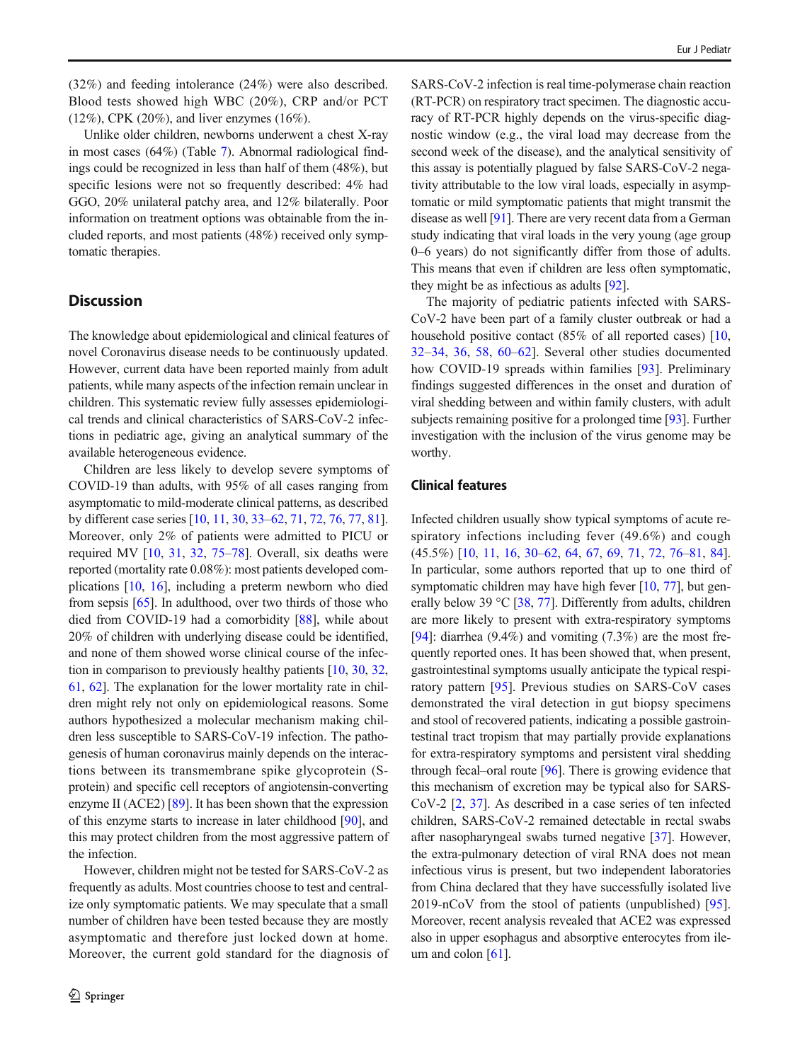(32%) and feeding intolerance (24%) were also described. Blood tests showed high WBC (20%), CRP and/or PCT (12%), CPK (20%), and liver enzymes (16%).

Unlike older children, newborns underwent a chest X-ray in most cases (64%) (Table 7). Abnormal radiological findings could be recognized in less than half of them (48%), but specific lesions were not so frequently described: 4% had GGO, 20% unilateral patchy area, and 12% bilaterally. Poor information on treatment options was obtainable from the included reports, and most patients (48%) received only symptomatic therapies.

## Discussion

The knowledge about epidemiological and clinical features of novel Coronavirus disease needs to be continuously updated. However, current data have been reported mainly from adult patients, while many aspects of the infection remain unclear in children. This systematic review fully assesses epidemiological trends and clinical characteristics of SARS-CoV-2 infections in pediatric age, giving an analytical summary of the available heterogeneous evidence.

Children are less likely to develop severe symptoms of COVID-19 than adults, with 95% of all cases ranging from asymptomatic to mild-moderate clinical patterns, as described by different case series [10, 11, 30, 33–62, 71, 72, 76, 77, 81]. Moreover, only 2% of patients were admitted to PICU or required MV [10, 31, 32, 75–78]. Overall, six deaths were reported (mortality rate 0.08%): most patients developed complications [10, 16], including a preterm newborn who died from sepsis [65]. In adulthood, over two thirds of those who died from COVID-19 had a comorbidity [88], while about 20% of children with underlying disease could be identified, and none of them showed worse clinical course of the infection in comparison to previously healthy patients [10, 30, 32, 61, 62]. The explanation for the lower mortality rate in children might rely not only on epidemiological reasons. Some authors hypothesized a molecular mechanism making children less susceptible to SARS-CoV-19 infection. The pathogenesis of human coronavirus mainly depends on the interactions between its transmembrane spike glycoprotein (S-protein) and specific cell receptors of angiotensin-converting enzyme II (ACE2) [89]. It has been shown that the expression of this enzyme starts to increase in later childhood [90], and this may protect children from the most aggressive pattern of the infection.

However, children might not be tested for SARS-CoV-2 as frequently as adults. Most countries choose to test and centralize only symptomatic patients. We may speculate that a small number of children have been tested because they are mostly asymptomatic and therefore just locked down at home. Moreover, the current gold standard for the diagnosis of SARS-CoV-2 infection is real time-polymerase chain reaction (RT-PCR) on respiratory tract specimen. The diagnostic accuracy of RT-PCR highly depends on the virus-specific diagnostic window (e.g., the viral load may decrease from the second week of the disease), and the analytical sensitivity of this assay is potentially plagued by false SARS-CoV-2 negativity attributable to the low viral loads, especially in asymptomatic or mild symptomatic patients that might transmit the disease as well [91]. There are very recent data from a German study indicating that viral loads in the very young (age group 0–6 years) do not significantly differ from those of adults. This means that even if children are less often symptomatic, they might be as infectious as adults [92].

The majority of pediatric patients infected with SARS-CoV-2 have been part of a family cluster outbreak or had a household positive contact (85% of all reported cases) [10, 32–34, 36, 58, 60–62]. Several other studies documented how COVID-19 spreads within families [93]. Preliminary findings suggested differences in the onset and duration of viral shedding between and within family clusters, with adult subjects remaining positive for a prolonged time [93]. Further investigation with the inclusion of the virus genome may be worthy.

### Clinical features

Infected children usually show typical symptoms of acute respiratory infections including fever (49.6%) and cough (45.5%) [10, 11, 16, 30–62, 64, 67, 69, 71, 72, 76–81, 84]. In particular, some authors reported that up to one third of symptomatic children may have high fever [10, 77], but generally below 39 °C [38, 77]. Differently from adults, children are more likely to present with extra-respiratory symptoms [94]: diarrhea (9.4%) and vomiting (7.3%) are the most frequently reported ones. It has been showed that, when present, gastrointestinal symptoms usually anticipate the typical respiratory pattern [95]. Previous studies on SARS-CoV cases demonstrated the viral detection in gut biopsy specimens and stool of recovered patients, indicating a possible gastrointestinal tract tropism that may partially provide explanations for extra-respiratory symptoms and persistent viral shedding through fecal–oral route [96]. There is growing evidence that this mechanism of excretion may be typical also for SARS-CoV-2 [2, 37]. As described in a case series of ten infected children, SARS-CoV-2 remained detectable in rectal swabs after nasopharyngeal swabs turned negative [37]. However, the extra-pulmonary detection of viral RNA does not mean infectious virus is present, but two independent laboratories from China declared that they have successfully isolated live 2019-nCoV from the stool of patients (unpublished) [95]. Moreover, recent analysis revealed that ACE2 was expressed also in upper esophagus and absorptive enterocytes from ileum and colon [61].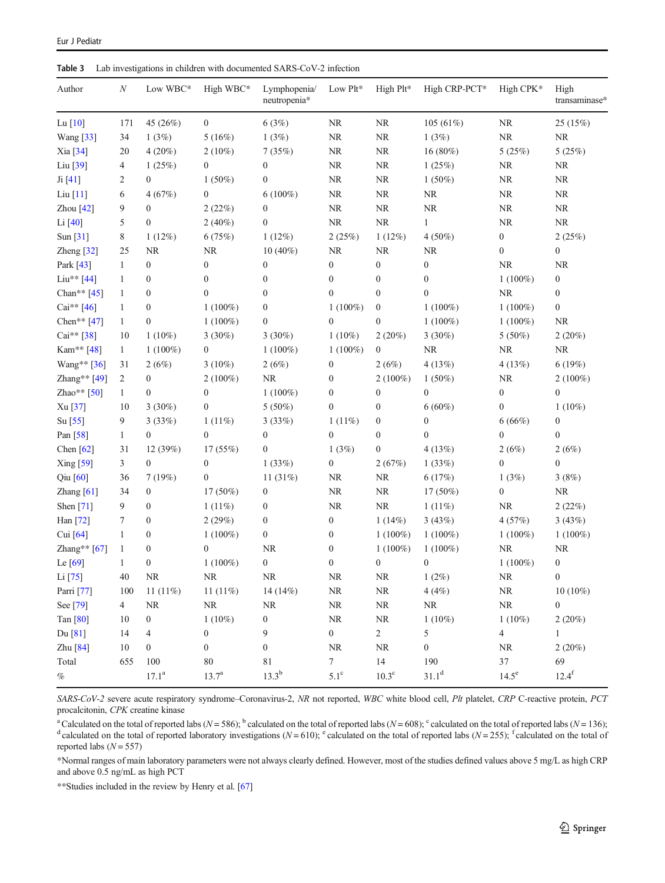**Table 3** Lab investigations in children with documented SARS-CoV-2 infection

| Author | N | Low WBC* | High WBC* | Lymphopenia/ neutropenia* | Low Plt* | High Plt* | High CRP-PCT* | High CPK* | High transaminase* |
|---|---|---|---|---|---|---|---|---|---|
| Lu [10] | 171 | 45 (26%) | 0 | 6 (3%) | NR | NR | 105 (61%) | NR | 25 (15%) |
| Wang [33] | 34 | 1 (3%) | 5 (16%) | 1 (3%) | NR | NR | 1 (3%) | NR | NR |
| Xia [34] | 20 | 4 (20%) | 2 (10%) | 7 (35%) | NR | NR | 16 (80%) | 5 (25%) | 5 (25%) |
| Liu [39] | 4 | 1 (25%) | 0 | 0 | NR | NR | 1 (25%) | NR | NR |
| Ji [41] | 2 | 0 | 1 (50%) | 0 | NR | NR | 1 (50%) | NR | NR |
| Liu [11] | 6 | 4 (67%) | 0 | 6 (100%) | NR | NR | NR | NR | NR |
| Zhou [42] | 9 | 0 | 2 (22%) | 0 | NR | NR | NR | NR | NR |
| Li [40] | 5 | 0 | 2 (40%) | 0 | NR | NR | 1 | NR | NR |
| Sun [31] | 8 | 1 (12%) | 6 (75%) | 1 (12%) | 2 (25%) | 1 (12%) | 4 (50%) | 0 | 2 (25%) |
| Zheng [32] | 25 | NR | NR | 10 (40%) | NR | NR | NR | 0 | 0 |
| Park [43] | 1 | 0 | 0 | 0 | 0 | 0 | 0 | NR | NR |
| Liu** [44] | 1 | 0 | 0 | 0 | 0 | 0 | 0 | 1 (100%) | 0 |
| Chan** [45] | 1 | 0 | 0 | 0 | 0 | 0 | 0 | NR | 0 |
| Cai** [46] | 1 | 0 | 1 (100%) | 0 | 1 (100%) | 0 | 1 (100%) | 1 (100%) | 0 |
| Chen** [47] | 1 | 0 | 1 (100%) | 0 | 0 | 0 | 1 (100%) | 1 (100%) | NR |
| Cai** [38] | 10 | 1 (10%) | 3 (30%) | 3 (30%) | 1 (10%) | 2 (20%) | 3 (30%) | 5 (50%) | 2 (20%) |
| Kam** [48] | 1 | 1 (100%) | 0 | 1 (100%) | 1 (100%) | 0 | NR | NR | NR |
| Wang** [36] | 31 | 2 (6%) | 3 (10%) | 2 (6%) | 0 | 2 (6%) | 4 (13%) | 4 (13%) | 6 (19%) |
| Zhang** [49] | 2 | 0 | 2 (100%) | NR | 0 | 2 (100%) | 1 (50%) | NR | 2 (100%) |
| Zhao** [50] | 1 | 0 | 0 | 1 (100%) | 0 | 0 | 0 | 0 | 0 |
| Xu [37] | 10 | 3 (30%) | 0 | 5 (50%) | 0 | 0 | 6 (60%) | 0 | 1 (10%) |
| Su [55] | 9 | 3 (33%) | 1 (11%) | 3 (33%) | 1 (11%) | 0 | 0 | 6 (66%) | 0 |
| Pan [58] | 1 | 0 | 0 | 0 | 0 | 0 | 0 | 0 | 0 |
| Chen [62] | 31 | 12 (39%) | 17 (55%) | 0 | 1 (3%) | 0 | 4 (13%) | 2 (6%) | 2 (6%) |
| Xing [59] | 3 | 0 | 0 | 1 (33%) | 0 | 2 (67%) | 1 (33%) | 0 | 0 |
| Qiu [60] | 36 | 7 (19%) | 0 | 11 (31%) | NR | NR | 6 (17%) | 1 (3%) | 3 (8%) |
| Zhang [61] | 34 | 0 | 17 (50%) | 0 | NR | NR | 17 (50%) | 0 | NR |
| Shen [71] | 9 | 0 | 1 (11%) | 0 | NR | NR | 1 (11%) | NR | 2 (22%) |
| Han [72] | 7 | 0 | 2 (29%) | 0 | 0 | 1 (14%) | 3 (43%) | 4 (57%) | 3 (43%) |
| Cui [64] | 1 | 0 | 1 (100%) | 0 | 0 | 1 (100%) | 1 (100%) | 1 (100%) | 1 (100%) |
| Zhang** [67] | 1 | 0 | 0 | NR | 0 | 1 (100%) | 1 (100%) | NR | NR |
| Le [69] | 1 | 0 | 1 (100%) | 0 | 0 | 0 | 0 | 1 (100%) | 0 |
| Li [75] | 40 | NR | NR | NR | NR | NR | 1 (2%) | NR | 0 |
| Parri [77] | 100 | 11 (11%) | 11 (11%) | 14 (14%) | NR | NR | 4 (4%) | NR | 10 (10%) |
| See [79] | 4 | NR | NR | NR | NR | NR | NR | NR | 0 |
| Tan [80] | 10 | 0 | 1 (10%) | 0 | NR | NR | 1 (10%) | 1 (10%) | 2 (20%) |
| Du [81] | 14 | 4 | 0 | 9 | 0 | 2 | 5 | 4 | 1 |
| Zhu [84] | 10 | 0 | 0 | 0 | NR | NR | 0 | NR | 2 (20%) |
| Total | 655 | 100 | 80 | 81 | 7 | 14 | 190 | 37 | 69 |
| % | | 17.1[a] | 13.7[a] | 13.3[b] | 5.1[c] | 10.3[c] | 31.1[d] | 14.5[e] | 12.4[f] |

*SARS-CoV-2* severe acute respiratory syndrome–Coronavirus-2, *NR* not reported, *WBC* white blood cell, *Plt* platelet, *CRP* C-reactive protein, *PCT* procalcitonin, *CPK* creatine kinase

[a] Calculated on the total of reported labs (N = 586); [b] calculated on the total of reported labs (N = 608); [c] calculated on the total of reported labs (N = 136); [d] calculated on the total of reported laboratory investigations (N = 610); [e] calculated on the total of reported labs (N = 255); [f] calculated on the total of reported labs (N = 557)

*Normal ranges of main laboratory parameters were not always clearly defined. However, most of the studies defined values above 5 mg/L as high CRP and above 0.5 ng/mL as high PCT

**Studies included in the review by Henry et al. [67]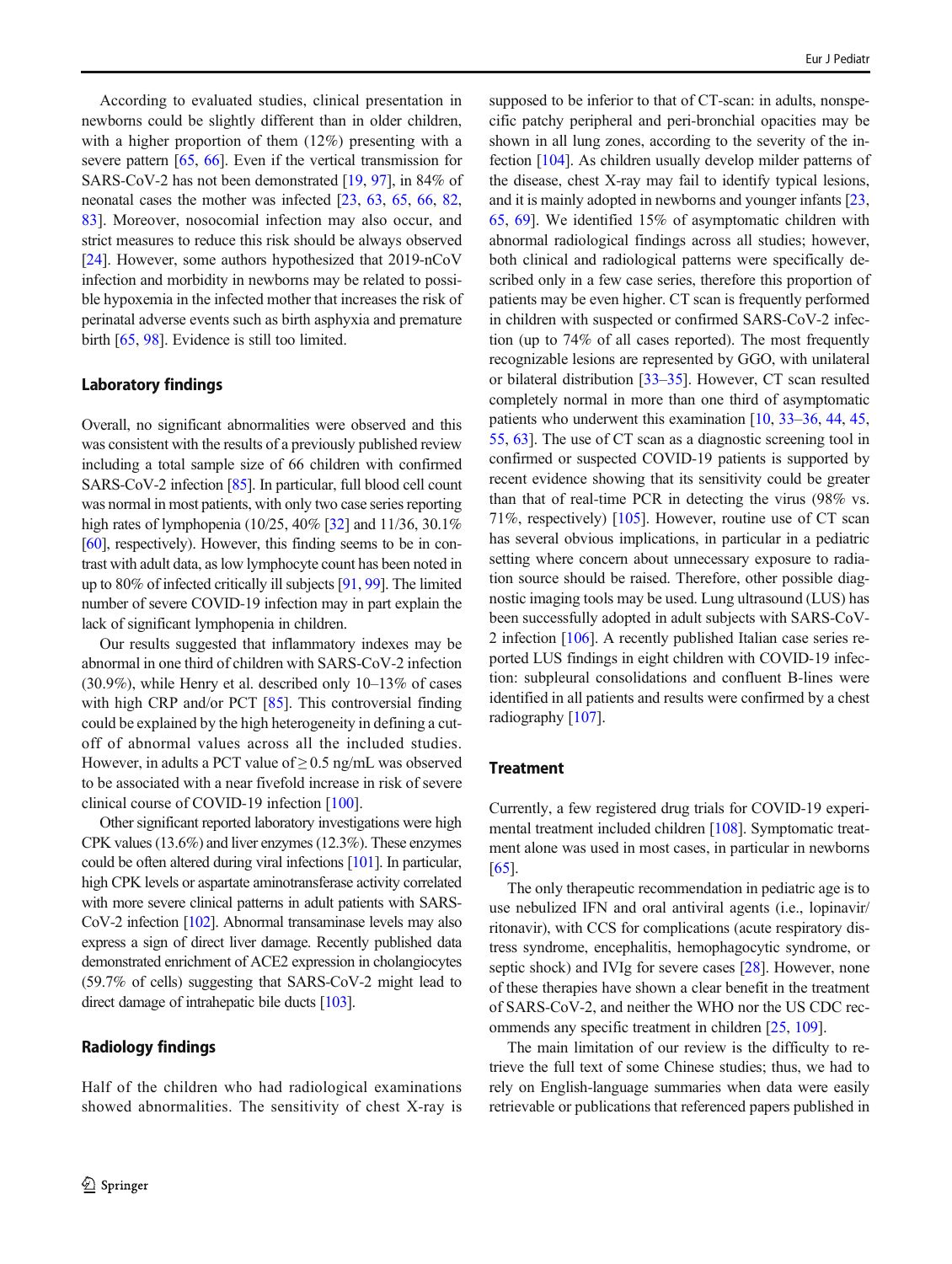According to evaluated studies, clinical presentation in newborns could be slightly different than in older children, with a higher proportion of them (12%) presenting with a severe pattern [65, 66]. Even if the vertical transmission for SARS-CoV-2 has not been demonstrated [19, 97], in 84% of neonatal cases the mother was infected [23, 63, 65, 66, 82, 83]. Moreover, nosocomial infection may also occur, and strict measures to reduce this risk should be always observed [24]. However, some authors hypothesized that 2019-nCoV infection and morbidity in newborns may be related to possible hypoxemia in the infected mother that increases the risk of perinatal adverse events such as birth asphyxia and premature birth [65, 98]. Evidence is still too limited.

## Laboratory findings

Overall, no significant abnormalities were observed and this was consistent with the results of a previously published review including a total sample size of 66 children with confirmed SARS-CoV-2 infection [85]. In particular, full blood cell count was normal in most patients, with only two case series reporting high rates of lymphopenia (10/25, 40% [32] and 11/36, 30.1% [60], respectively). However, this finding seems to be in contrast with adult data, as low lymphocyte count has been noted in up to 80% of infected critically ill subjects [91, 99]. The limited number of severe COVID-19 infection may in part explain the lack of significant lymphopenia in children.

Our results suggested that inflammatory indexes may be abnormal in one third of children with SARS-CoV-2 infection (30.9%), while Henry et al. described only 10–13% of cases with high CRP and/or PCT [85]. This controversial finding could be explained by the high heterogeneity in defining a cut-off of abnormal values across all the included studies. However, in adults a PCT value of $\geq 0.5$ ng/mL was observed to be associated with a near fivefold increase in risk of severe clinical course of COVID-19 infection [100].

Other significant reported laboratory investigations were high CPK values (13.6%) and liver enzymes (12.3%). These enzymes could be often altered during viral infections [101]. In particular, high CPK levels or aspartate aminotransferase activity correlated with more severe clinical patterns in adult patients with SARS-CoV-2 infection [102]. Abnormal transaminase levels may also express a sign of direct liver damage. Recently published data demonstrated enrichment of ACE2 expression in cholangiocytes (59.7% of cells) suggesting that SARS-CoV-2 might lead to direct damage of intrahepatic bile ducts [103].

## Radiology findings

Half of the children who had radiological examinations showed abnormalities. The sensitivity of chest X-ray is supposed to be inferior to that of CT-scan: in adults, nonspecific patchy peripheral and peri-bronchial opacities may be shown in all lung zones, according to the severity of the infection [104]. As children usually develop milder patterns of the disease, chest X-ray may fail to identify typical lesions, and it is mainly adopted in newborns and younger infants [23, 65, 69]. We identified 15% of asymptomatic children with abnormal radiological findings across all studies; however, both clinical and radiological patterns were specifically described only in a few case series, therefore this proportion of patients may be even higher. CT scan is frequently performed in children with suspected or confirmed SARS-CoV-2 infection (up to 74% of all cases reported). The most frequently recognizable lesions are represented by GGO, with unilateral or bilateral distribution [33–35]. However, CT scan resulted completely normal in more than one third of asymptomatic patients who underwent this examination [10, 33–36, 44, 45, 55, 63]. The use of CT scan as a diagnostic screening tool in confirmed or suspected COVID-19 patients is supported by recent evidence showing that its sensitivity could be greater than that of real-time PCR in detecting the virus (98% vs. 71%, respectively) [105]. However, routine use of CT scan has several obvious implications, in particular in a pediatric setting where concern about unnecessary exposure to radiation source should be raised. Therefore, other possible diagnostic imaging tools may be used. Lung ultrasound (LUS) has been successfully adopted in adult subjects with SARS-CoV-2 infection [106]. A recently published Italian case series reported LUS findings in eight children with COVID-19 infection: subpleural consolidations and confluent B-lines were identified in all patients and results were confirmed by a chest radiography [107].

## Treatment

Currently, a few registered drug trials for COVID-19 experimental treatment included children [108]. Symptomatic treatment alone was used in most cases, in particular in newborns [65].

The only therapeutic recommendation in pediatric age is to use nebulized IFN and oral antiviral agents (i.e., lopinavir/ritonavir), with CCS for complications (acute respiratory distress syndrome, encephalitis, hemophagocytic syndrome, or septic shock) and IVIg for severe cases [28]. However, none of these therapies have shown a clear benefit in the treatment of SARS-CoV-2, and neither the WHO nor the US CDC recommends any specific treatment in children [25, 109].

The main limitation of our review is the difficulty to retrieve the full text of some Chinese studies; thus, we had to rely on English-language summaries when data were easily retrievable or publications that referenced papers published in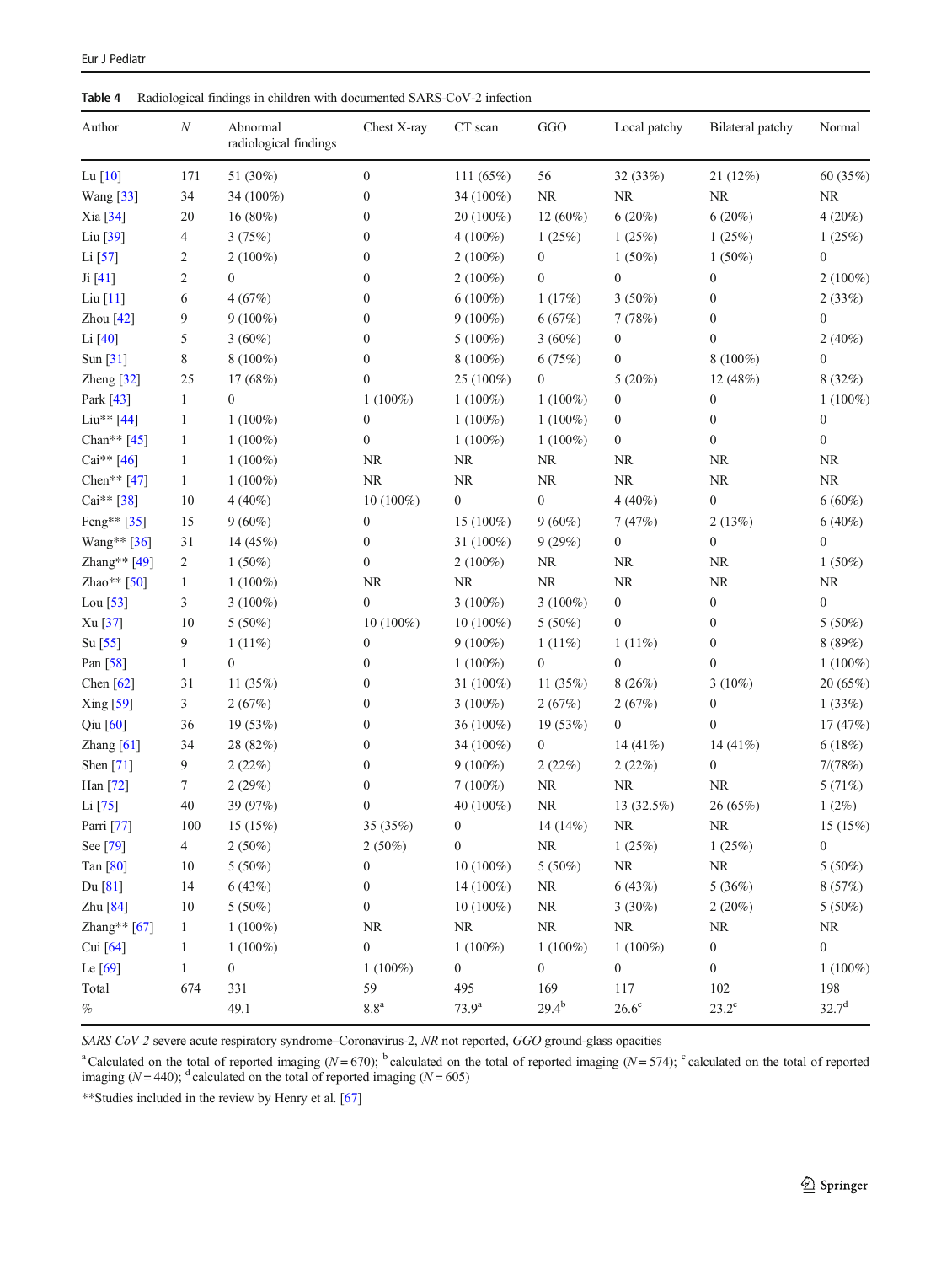Table 4 Radiological findings in children with documented SARS-CoV-2 infection

| Author | N | Abnormal radiological findings | Chest X-ray | CT scan | GGO | Local patchy | Bilateral patchy | Normal |
|---|---|---|---|---|---|---|---|---|
| Lu [10] | 171 | 51 (30%) | 0 | 111 (65%) | 56 | 32 (33%) | 21 (12%) | 60 (35%) |
| Wang [33] | 34 | 34 (100%) | 0 | 34 (100%) | NR | NR | NR | NR |
| Xia [34] | 20 | 16 (80%) | 0 | 20 (100%) | 12 (60%) | 6 (20%) | 6 (20%) | 4 (20%) |
| Liu [39] | 4 | 3 (75%) | 0 | 4 (100%) | 1 (25%) | 1 (25%) | 1 (25%) | 1 (25%) |
| Li [57] | 2 | 2 (100%) | 0 | 2 (100%) | 0 | 1 (50%) | 1 (50%) | 0 |
| Ji [41] | 2 | 0 | 0 | 2 (100%) | 0 | 0 | 0 | 2 (100%) |
| Liu [11] | 6 | 4 (67%) | 0 | 6 (100%) | 1 (17%) | 3 (50%) | 0 | 2 (33%) |
| Zhou [42] | 9 | 9 (100%) | 0 | 9 (100%) | 6 (67%) | 7 (78%) | 0 | 0 |
| Li [40] | 5 | 3 (60%) | 0 | 5 (100%) | 3 (60%) | 0 | 0 | 2 (40%) |
| Sun [31] | 8 | 8 (100%) | 0 | 8 (100%) | 6 (75%) | 0 | 8 (100%) | 0 |
| Zheng [32] | 25 | 17 (68%) | 0 | 25 (100%) | 0 | 5 (20%) | 12 (48%) | 8 (32%) |
| Park [43] | 1 | 0 | 1 (100%) | 1 (100%) | 1 (100%) | 0 | 0 | 1 (100%) |
| Liu** [44] | 1 | 1 (100%) | 0 | 1 (100%) | 1 (100%) | 0 | 0 | 0 |
| Chan** [45] | 1 | 1 (100%) | 0 | 1 (100%) | 1 (100%) | 0 | 0 | 0 |
| Cai** [46] | 1 | 1 (100%) | NR | NR | NR | NR | NR | NR |
| Chen** [47] | 1 | 1 (100%) | NR | NR | NR | NR | NR | NR |
| Cai** [38] | 10 | 4 (40%) | 10 (100%) | 0 | 0 | 4 (40%) | 0 | 6 (60%) |
| Feng** [35] | 15 | 9 (60%) | 0 | 15 (100%) | 9 (60%) | 7 (47%) | 2 (13%) | 6 (40%) |
| Wang** [36] | 31 | 14 (45%) | 0 | 31 (100%) | 9 (29%) | 0 | 0 | 0 |
| Zhang** [49] | 2 | 1 (50%) | 0 | 2 (100%) | NR | NR | NR | 1 (50%) |
| Zhao** [50] | 1 | 1 (100%) | NR | NR | NR | NR | NR | NR |
| Lou [53] | 3 | 3 (100%) | 0 | 3 (100%) | 3 (100%) | 0 | 0 | 0 |
| Xu [37] | 10 | 5 (50%) | 10 (100%) | 10 (100%) | 5 (50%) | 0 | 0 | 5 (50%) |
| Su [55] | 9 | 1 (11%) | 0 | 9 (100%) | 1 (11%) | 1 (11%) | 0 | 8 (89%) |
| Pan [58] | 1 | 0 | 0 | 1 (100%) | 0 | 0 | 0 | 1 (100%) |
| Chen [62] | 31 | 11 (35%) | 0 | 31 (100%) | 11 (35%) | 8 (26%) | 3 (10%) | 20 (65%) |
| Xing [59] | 3 | 2 (67%) | 0 | 3 (100%) | 2 (67%) | 2 (67%) | 0 | 1 (33%) |
| Qiu [60] | 36 | 19 (53%) | 0 | 36 (100%) | 19 (53%) | 0 | 0 | 17 (47%) |
| Zhang [61] | 34 | 28 (82%) | 0 | 34 (100%) | 0 | 14 (41%) | 14 (41%) | 6 (18%) |
| Shen [71] | 9 | 2 (22%) | 0 | 9 (100%) | 2 (22%) | 2 (22%) | 0 | 7/(78%) |
| Han [72] | 7 | 2 (29%) | 0 | 7 (100%) | NR | NR | NR | 5 (71%) |
| Li [75] | 40 | 39 (97%) | 0 | 40 (100%) | NR | 13 (32.5%) | 26 (65%) | 1 (2%) |
| Parri [77] | 100 | 15 (15%) | 35 (35%) | 0 | 14 (14%) | NR | NR | 15 (15%) |
| See [79] | 4 | 2 (50%) | 2 (50%) | 0 | NR | 1 (25%) | 1 (25%) | 0 |
| Tan [80] | 10 | 5 (50%) | 0 | 10 (100%) | 5 (50%) | NR | NR | 5 (50%) |
| Du [81] | 14 | 6 (43%) | 0 | 14 (100%) | NR | 6 (43%) | 5 (36%) | 8 (57%) |
| Zhu [84] | 10 | 5 (50%) | 0 | 10 (100%) | NR | 3 (30%) | 2 (20%) | 5 (50%) |
| Zhang** [67] | 1 | 1 (100%) | NR | NR | NR | NR | NR | NR |
| Cui [64] | 1 | 1 (100%) | 0 | 1 (100%) | 1 (100%) | 1 (100%) | 0 | 0 |
| Le [69] | 1 | 0 | 1 (100%) | 0 | 0 | 0 | 0 | 1 (100%) |
| Total | 674 | 331 | 59 | 495 | 169 | 117 | 102 | 198 |
| % | | 49.1 | 8.8[a] | 73.9[a] | 29.4[b] | 26.6[c] | 23.2[c] | 32.7[d] |

*SARS-CoV-2* severe acute respiratory syndrome–Coronavirus-2, *NR* not reported, *GGO* ground-glass opacities

[a] Calculated on the total of reported imaging ($N = 670$); [b] calculated on the total of reported imaging ($N = 574$); [c] calculated on the total of reported imaging ($N = 440$); [d] calculated on the total of reported imaging ($N = 605$)

**Studies included in the review by Henry et al. [67]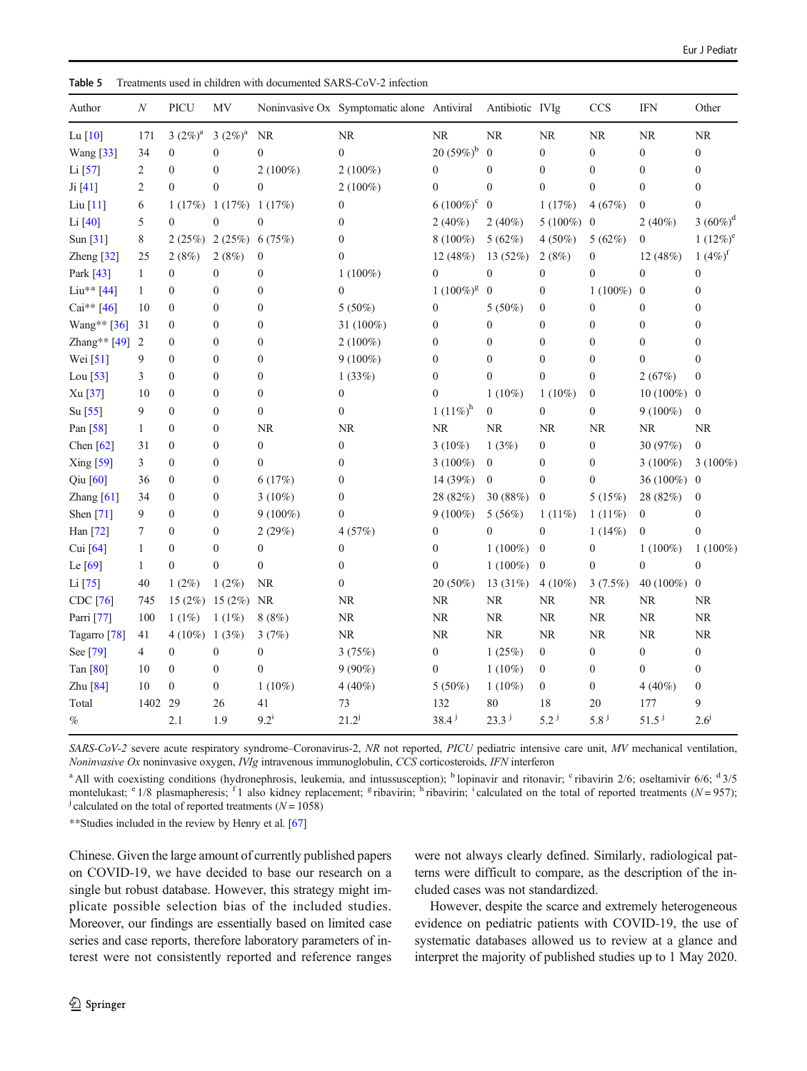**Table 5** Treatments used in children with documented SARS-CoV-2 infection

| Author | N | PICU | MV | Noninvasive Ox | Symptomatic alone | Antiviral | Antibiotic | IVIg | CCS | IFN | Other |
|---|---|---|---|---|---|---|---|---|---|---|---|
| Lu [10] | 171 | 3 (2%)[a] | 3 (2%)[a] | NR | NR | NR | NR | NR | NR | NR | NR |
| Wang [33] | 34 | 0 | 0 | 0 | 0 | 20 (59%)[b] | 0 | 0 | 0 | 0 | 0 |
| Li [57] | 2 | 0 | 0 | 2 (100%) | 2 (100%) | 0 | 0 | 0 | 0 | 0 | 0 |
| Ji [41] | 2 | 0 | 0 | 0 | 2 (100%) | 0 | 0 | 0 | 0 | 0 | 0 |
| Liu [11] | 6 | 1 (17%) | 1 (17%) | 1 (17%) | 0 | 6 (100%)[c] | 0 | 1 (17%) | 4 (67%) | 0 | 0 |
| Li [40] | 5 | 0 | 0 | 0 | 0 | 2 (40%) | 2 (40%) | 5 (100%) | 0 | 2 (40%) | 3 (60%)[d] |
| Sun [31] | 8 | 2 (25%) | 2 (25%) | 6 (75%) | 0 | 8 (100%) | 5 (62%) | 4 (50%) | 5 (62%) | 0 | 1 (12%)[e] |
| Zheng [32] | 25 | 2 (8%) | 2 (8%) | 0 | 0 | 12 (48%) | 13 (52%) | 2 (8%) | 0 | 12 (48%) | 1 (4%)[f] |
| Park [43] | 1 | 0 | 0 | 0 | 1 (100%) | 0 | 0 | 0 | 0 | 0 | 0 |
| Liu** [44] | 1 | 0 | 0 | 0 | 0 | 1 (100%)[g] | 0 | 0 | 1 (100%) | 0 | 0 |
| Cai** [46] | 10 | 0 | 0 | 0 | 5 (50%) | 0 | 5 (50%) | 0 | 0 | 0 | 0 |
| Wang** [36] | 31 | 0 | 0 | 0 | 31 (100%) | 0 | 0 | 0 | 0 | 0 | 0 |
| Zhang** [49] | 2 | 0 | 0 | 0 | 2 (100%) | 0 | 0 | 0 | 0 | 0 | 0 |
| Wei [51] | 9 | 0 | 0 | 0 | 9 (100%) | 0 | 0 | 0 | 0 | 0 | 0 |
| Lou [53] | 3 | 0 | 0 | 0 | 1 (33%) | 0 | 0 | 0 | 0 | 2 (67%) | 0 |
| Xu [37] | 10 | 0 | 0 | 0 | 0 | 0 | 1 (10%) | 1 (10%) | 0 | 10 (100%) | 0 |
| Su [55] | 9 | 0 | 0 | 0 | 0 | 1 (11%)[h] | 0 | 0 | 0 | 9 (100%) | 0 |
| Pan [58] | 1 | 0 | 0 | NR | NR | NR | NR | NR | NR | NR | NR |
| Chen [62] | 31 | 0 | 0 | 0 | 0 | 3 (10%) | 1 (3%) | 0 | 0 | 30 (97%) | 0 |
| Xing [59] | 3 | 0 | 0 | 0 | 0 | 3 (100%) | 0 | 0 | 0 | 3 (100%) | 3 (100%) |
| Qiu [60] | 36 | 0 | 0 | 6 (17%) | 0 | 14 (39%) | 0 | 0 | 0 | 36 (100%) | 0 |
| Zhang [61] | 34 | 0 | 0 | 3 (10%) | 0 | 28 (82%) | 30 (88%) | 0 | 5 (15%) | 28 (82%) | 0 |
| Shen [71] | 9 | 0 | 0 | 9 (100%) | 0 | 9 (100%) | 5 (56%) | 1 (11%) | 1 (11%) | 0 | 0 |
| Han [72] | 7 | 0 | 0 | 2 (29%) | 4 (57%) | 0 | 0 | 0 | 1 (14%) | 0 | 0 |
| Cui [64] | 1 | 0 | 0 | 0 | 0 | 0 | 1 (100%) | 0 | 0 | 1 (100%) | 1 (100%) |
| Le [69] | 1 | 0 | 0 | 0 | 0 | 0 | 1 (100%) | 0 | 0 | 0 | 0 |
| Li [75] | 40 | 1 (2%) | 1 (2%) | NR | 0 | 20 (50%) | 13 (31%) | 4 (10%) | 3 (7.5%) | 40 (100%) | 0 |
| CDC [76] | 745 | 15 (2%) | 15 (2%) | NR | NR | NR | NR | NR | NR | NR | NR |
| Parri [77] | 100 | 1 (1%) | 1 (1%) | 8 (8%) | NR | NR | NR | NR | NR | NR | NR |
| Tagarro [78] | 41 | 4 (10%) | 1 (3%) | 3 (7%) | NR | NR | NR | NR | NR | NR | NR |
| See [79] | 4 | 0 | 0 | 0 | 3 (75%) | 0 | 1 (25%) | 0 | 0 | 0 | 0 |
| Tan [80] | 10 | 0 | 0 | 0 | 9 (90%) | 0 | 1 (10%) | 0 | 0 | 0 | 0 |
| Zhu [84] | 10 | 0 | 0 | 1 (10%) | 4 (40%) | 5 (50%) | 1 (10%) | 0 | 0 | 4 (40%) | 0 |
| Total | 1402 | 29 | 26 | 41 | 73 | 132 | 80 | 18 | 20 | 177 | 9 |
| % | | 2.1 | 1.9 | 9.2[i] | 21.2[j] | 38.4[j] | 23.3[j] | 5.2[j] | 5.8[j] | 51.5[j] | 2.6[j] |

*SARS-CoV-2* severe acute respiratory syndrome–Coronavirus-2, *NR* not reported, *PICU* pediatric intensive care unit, *MV* mechanical ventilation, *Noninvasive Ox* noninvasive oxygen, *IVIg* intravenous immunoglobulin, *CCS* corticosteroids, *IFN* interferon

[a] All with coexisting conditions (hydronephrosis, leukemia, and intussusception); [b] lopinavir and ritonavir; [c] ribavirin 2/6; oseltamivir 6/6; [d] 3/5 montelukast; [e] 1/8 plasmapheresis; [f] 1 also kidney replacement; [g] ribavirin; [h] ribavirin; [i] calculated on the total of reported treatments (N = 957); [j] calculated on the total of reported treatments (N = 1058)

**Studies included in the review by Henry et al. [67]

Chinese. Given the large amount of currently published papers on COVID-19, we have decided to base our research on a single but robust database. However, this strategy might implicate possible selection bias of the included studies. Moreover, our findings are essentially based on limited case series and case reports, therefore laboratory parameters of interest were not consistently reported and reference ranges were not always clearly defined. Similarly, radiological patterns were difficult to compare, as the description of the included cases was not standardized.

However, despite the scarce and extremely heterogeneous evidence on pediatric patients with COVID-19, the use of systematic databases allowed us to review at a glance and interpret the majority of published studies up to 1 May 2020.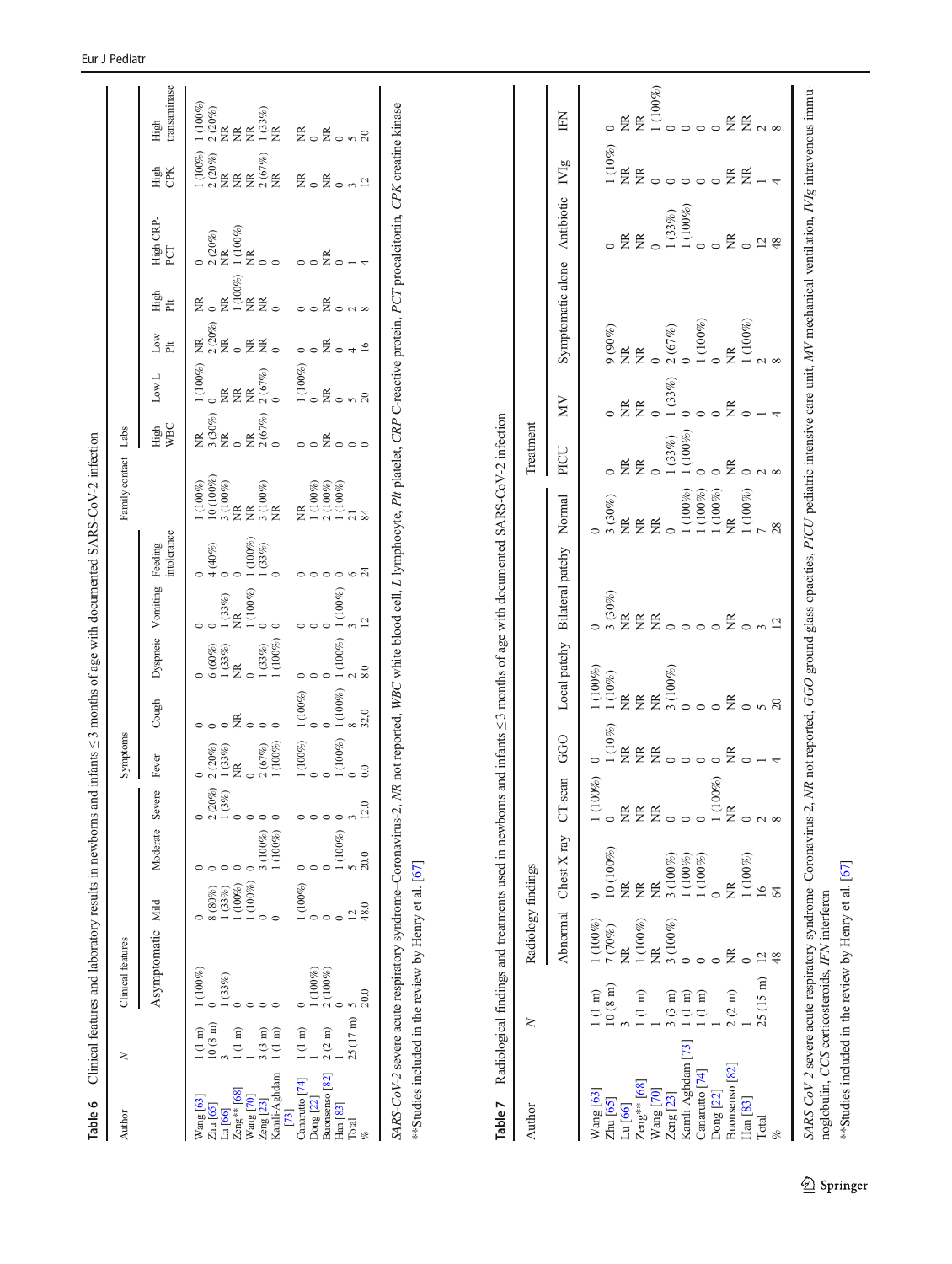**Table 6** Clinical features and laboratory results in newborns and infants ≤3 months of age with documented SARS-CoV-2 infection

| Author | N | Clinical features | | | | Symptoms | | | | | Family contact | Labs | | | | | | |
|---|---|---|---|---|---|---|---|---|---|---|---|---|---|---|---|---|---|---|
| | | Asymptomatic | Mild | Moderate | Severe | Fever | Cough | Dyspneic | Vomiting | Feeding intolerance | | High WBC | Low L | Low Plt | High Plt | High CRP-PCT | High CPK | High transaminase |
| Wang [63] | 1 (1 m) | 1 (100%) | 0 | 0 | 0 | 0 | 0 | 0 | 0 | 0 | 1 (100%) | NR | 1 (100%) | NR | NR | 0 | 1 (100%) | 1 (100%) |
| Zhu [65] | 10 (8 m) | 0 | 8 (80%) | 0 | 2 (20%) | 2 (20%) | 0 | 6 (60%) | 0 | 4 (40%) | 10 (100%) | 3 (30%) | 0 | 2 (20%) | 0 | 2 (20%) | 2 (20%) | 2 (20%) |
| Lu [66] | 3 | 1 (33%) | 1 (33%) | 0 | 1 (3%) | 1 (33%) | 0 | 1 (33%) | 1 (33%) | 0 | 3 (100%) | NR | NR | NR | NR | NR | NR | NR |
| Zeng** [68] | 1 (1 m) | 0 | 1 (100%) | 0 | 0 | NR | NR | NR | NR | 0 | NR | 0 | NR | 0 | 1 (100%) | 1 (100%) | NR | NR |
| Wang [70] | 1 | 0 | 1 (100%) | 0 | 0 | 0 | 0 | 0 | 1 (100%) | 1 (100%) | NR | NR | NR | NR | NR | NR | NR | NR |
| Zeng [23] | 3 (3 m) | 0 | 0 | 3 (100%) | 0 | 2 (67%) | 0 | 1 (33%) | 1 (100%) | 1 (33%) | 3 (100%) | 2 (67%) | 2 (67%) | NR | NR | 0 | 2 (67%) | 1 (33%) |
| Kamli-Aghdam [73] | 1 (1 m) | 0 | 0 | 1 (100%) | 0 | 1 (100%) | 0 | 1 (100%) | 0 | 0 | NR | 0 | 0 | 0 | 0 | 0 | NR | NR |
| Canarutto [74] | 1 (1 m) | 0 | 1 (100%) | 0 | 0 | 1 (100%) | 1 (100%) | 0 | 0 | 0 | NR | 0 | 1 (100%) | 0 | 0 | 0 | NR | NR |
| Dong [22] | 1 | 1 (100%) | 0 | 0 | 0 | 0 | 0 | 0 | 0 | 0 | 1 (100%) | 0 | 0 | 0 | 0 | 0 | 0 | 0 |
| Buonsenso [82] | 2 (2 m) | 2 (100%) | 0 | 0 | 0 | 0 | 0 | 0 | 0 | 0 | 2 (100%) | NR | NR | NR | NR | NR | NR | NR |
| Han [83] | 1 | 0 | 0 | 1 (100%) | 0 | 1 (100%) | 1 (100%) | 1 (100%) | 1 (100%) | 0 | 1 (100%) | 0 | 0 | 0 | 0 | 0 | 0 | 0 |
| Total | 25 (17 m) | 5 | 12 | 5 | 3 | 0 | 8 | 2 | 3 | 6 | 21 | 0 | 5 | 4 | 2 | 1 | 3 | 5 |
| % | | 20.0 | 48.0 | 20.0 | 12.0 | 0.0 | 32.0 | 8.0 | 12 | 24 | 84 | 0 | 20 | 16 | 8 | 4 | 12 | 20 |

*SARS-CoV-2* severe acute respiratory syndrome–Coronavirus-2, *NR* not reported, *WBC* white blood cell, *L* lymphocyte, *Plt* platelet, *CRP* C-reactive protein, *PCT* procalcitonin, *CPK* creatine kinase

**Studies included in the review by Henry et al. [67]

**Table 7** Radiological findings and treatments used in newborns and infants ≤3 months of age with documented SARS-CoV-2 infection

| Author | N | Radiology findings | | | | | | | Treatment | | | | | |
|---|---|---|---|---|---|---|---|---|---|---|---|---|---|---|
| | | Abnormal | Chest X-ray | CT-scan | GGO | Local patchy | Bilateral patchy | Normal | PICU | MV | Symptomatic alone | Antibiotic | IVIg | IFN |
| Wang [63] | 1 (1 m) | 1 (100%) | 0 | 1 (100%) | 0 | 1 (100%) | 0 | 0 | | | | | | |
| Zhu [65] | 10 (8 m) | 7 (70%) | 10 (100%) | 0 | 1 (10%) | 1 (10%) | 3 (30%) | 3 (30%) | 0 | 0 | 9 (90%) | 0 | 1 (10%) | 0 |
| Lu [66] | 3 | NR | NR | NR | NR | NR | NR | NR | NR | NR | NR | NR | NR | NR |
| Zeng** [68] | 1 (1 m) | 1 (100%) | NR | NR | NR | NR | NR | NR | NR | NR | NR | NR | NR | NR |
| Wang [70] | 1 | NR | NR | NR | NR | NR | NR | NR | 0 | 0 | 0 | 0 | 0 | 1 (100%) |
| Zeng [23] | 3 (3 m) | 3 (100%) | 3 (100%) | 0 | 0 | 3 (100%) | 0 | 0 | 1 (33%) | 1 (33%) | 2 (67%) | 1 (33%) | 0 | 0 |
| Kamli-Aghdam [73] | 1 (1 m) | 0 | 1 (100%) | 0 | 0 | 0 | 0 | 1 (100%) | 1 (100%) | 0 | 0 | 1 (100%) | 0 | 0 |
| Canarutto [74] | 1 (1 m) | 0 | 1 (100%) | 0 | 0 | 0 | 0 | 1 (100%) | 0 | 0 | 1 (100%) | 0 | 0 | 0 |
| Dong [22] | 1 | 0 | 0 | 1 (100%) | 0 | 0 | 0 | 1 (100%) | 0 | 0 | 0 | 0 | 0 | 0 |
| Buonsenso [82] | 2 (2 m) | NR | NR | NR | NR | NR | NR | NR | NR | NR | NR | NR | NR | NR |
| Han [83] | 1 | 0 | 1 (100%) | 0 | 0 | 0 | 0 | 1 (100%) | 0 | 0 | 1 (100%) | 0 | NR | NR |
| Total | 25 (15 m) | 12 | 16 | 2 | 1 | 5 | 3 | 7 | 2 | 1 | 2 | 12 | 1 | 2 |
| % | | 48 | 64 | 8 | 4 | 20 | 12 | 28 | 8 | 4 | 8 | 48 | 4 | 8 |

*SARS-CoV-2* severe acute respiratory syndrome–Coronavirus-2, *NR* not reported, *GGO* ground-glass opacities, *PICU* pediatric intensive care unit, *MV* mechanical ventilation, *IVIg* intravenous immunoglobulin, *CCS* corticosteroids, *IFN* interferon

**Studies included in the review by Henry et al. [67]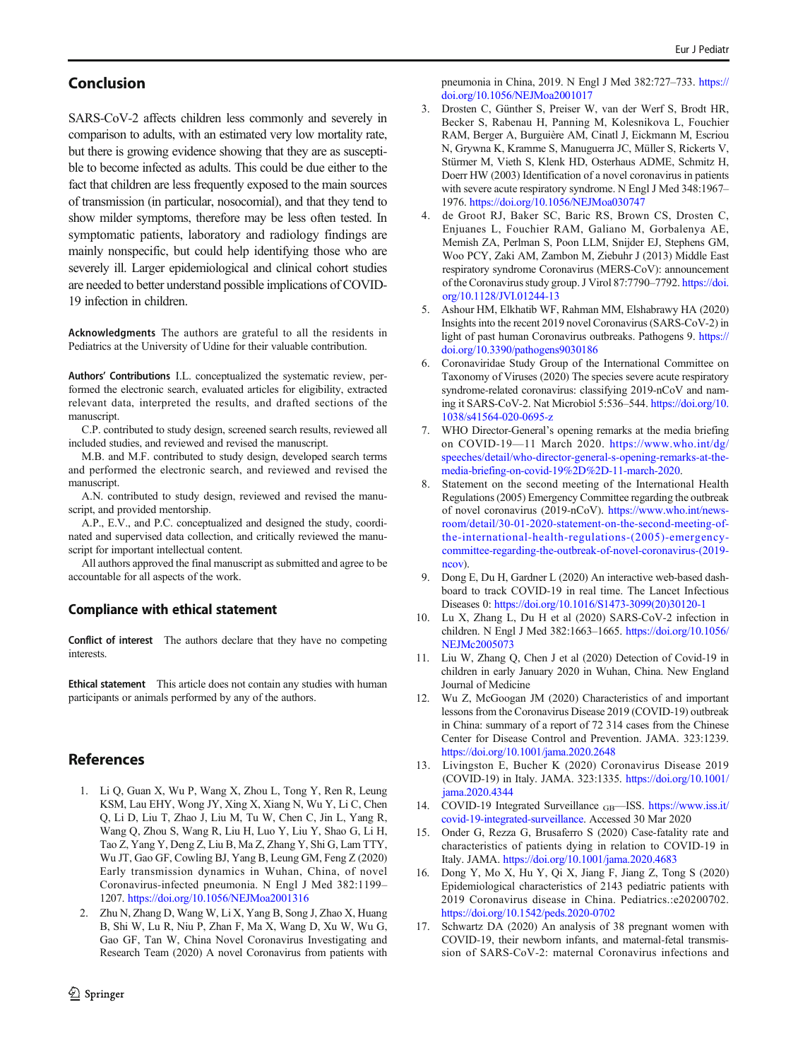## Conclusion

SARS-CoV-2 affects children less commonly and severely in comparison to adults, with an estimated very low mortality rate, but there is growing evidence showing that they are as susceptible to become infected as adults. This could be due either to the fact that children are less frequently exposed to the main sources of transmission (in particular, nosocomial), and that they tend to show milder symptoms, therefore may be less often tested. In symptomatic patients, laboratory and radiology findings are mainly nonspecific, but could help identifying those who are severely ill. Larger epidemiological and clinical cohort studies are needed to better understand possible implications of COVID-19 infection in children.

**Acknowledgments** The authors are grateful to all the residents in Pediatrics at the University of Udine for their valuable contribution.

**Authors' Contributions** I.L. conceptualized the systematic review, performed the electronic search, evaluated articles for eligibility, extracted relevant data, interpreted the results, and drafted sections of the manuscript.

C.P. contributed to study design, screened search results, reviewed all included studies, and reviewed and revised the manuscript.

M.B. and M.F. contributed to study design, developed search terms and performed the electronic search, and reviewed and revised the manuscript.

A.N. contributed to study design, reviewed and revised the manuscript, and provided mentorship.

A.P., E.V., and P.C. conceptualized and designed the study, coordinated and supervised data collection, and critically reviewed the manuscript for important intellectual content.

All authors approved the final manuscript as submitted and agree to be accountable for all aspects of the work.

## Compliance with ethical statement

**Conflict of interest** The authors declare that they have no competing interests.

**Ethical statement** This article does not contain any studies with human participants or animals performed by any of the authors.

## References

1. Li Q, Guan X, Wu P, Wang X, Zhou L, Tong Y, Ren R, Leung KSM, Lau EHY, Wong JY, Xing X, Xiang N, Wu Y, Li C, Chen Q, Li D, Liu T, Zhao J, Liu M, Tu W, Chen C, Jin L, Yang R, Wang Q, Zhou S, Wang R, Liu H, Luo Y, Liu Y, Shao G, Li H, Tao Z, Yang Y, Deng Z, Liu B, Ma Z, Zhang Y, Shi G, Lam TTY, Wu JT, Gao GF, Cowling BJ, Yang B, Leung GM, Feng Z (2020) Early transmission dynamics in Wuhan, China, of novel Coronavirus-infected pneumonia. N Engl J Med 382:1199–1207. https://doi.org/10.1056/NEJMoa2001316
2. Zhu N, Zhang D, Wang W, Li X, Yang B, Song J, Zhao X, Huang B, Shi W, Lu R, Niu P, Zhan F, Ma X, Wang D, Xu W, Wu G, Gao GF, Tan W, China Novel Coronavirus Investigating and Research Team (2020) A novel Coronavirus from patients with pneumonia in China, 2019. N Engl J Med 382:727–733. https://doi.org/10.1056/NEJMoa2001017
3. Drosten C, Günther S, Preiser W, van der Werf S, Brodt HR, Becker S, Rabenau H, Panning M, Kolesnikova L, Fouchier RAM, Berger A, Burguière AM, Cinatl J, Eickmann M, Escriou N, Grywna K, Kramme S, Manuguerra JC, Müller S, Rickerts V, Stürmer M, Vieth S, Klenk HD, Osterhaus ADME, Schmitz H, Doerr HW (2003) Identification of a novel coronavirus in patients with severe acute respiratory syndrome. N Engl J Med 348:1967–1976. https://doi.org/10.1056/NEJMoa030747
4. de Groot RJ, Baker SC, Baric RS, Brown CS, Drosten C, Enjuanes L, Fouchier RAM, Galiano M, Gorbalenya AE, Memish ZA, Perlman S, Poon LLM, Snijder EJ, Stephens GM, Woo PCY, Zaki AM, Zambon M, Ziebuhr J (2013) Middle East respiratory syndrome Coronavirus (MERS-CoV): announcement of the Coronavirus study group. J Virol 87:7790–7792. https://doi.org/10.1128/JVI.01244-13
5. Ashour HM, Elkhatib WF, Rahman MM, Elshabrawy HA (2020) Insights into the recent 2019 novel Coronavirus (SARS-CoV-2) in light of past human Coronavirus outbreaks. Pathogens 9. https://doi.org/10.3390/pathogens9030186
6. Coronaviridae Study Group of the International Committee on Taxonomy of Viruses (2020) The species severe acute respiratory syndrome-related coronavirus: classifying 2019-nCoV and naming it SARS-CoV-2. Nat Microbiol 5:536–544. https://doi.org/10.1038/s41564-020-0695-z
7. WHO Director-General's opening remarks at the media briefing on COVID-19—11 March 2020. https://www.who.int/dg/speeches/detail/who-director-general-s-opening-remarks-at-the-media-briefing-on-covid-19%2D%2D-11-march-2020.
8. Statement on the second meeting of the International Health Regulations (2005) Emergency Committee regarding the outbreak of novel coronavirus (2019-nCoV). https://www.who.int/news-room/detail/30-01-2020-statement-on-the-second-meeting-of-the-international-health-regulations-(2005)-emergency-committee-regarding-the-outbreak-of-novel-coronavirus-(2019-ncov).
9. Dong E, Du H, Gardner L (2020) An interactive web-based dashboard to track COVID-19 in real time. The Lancet Infectious Diseases 0: https://doi.org/10.1016/S1473-3099(20)30120-1
10. Lu X, Zhang L, Du H et al (2020) SARS-CoV-2 infection in children. N Engl J Med 382:1663–1665. https://doi.org/10.1056/NEJMc2005073
11. Liu W, Zhang Q, Chen J et al (2020) Detection of Covid-19 in children in early January 2020 in Wuhan, China. New England Journal of Medicine
12. Wu Z, McGoogan JM (2020) Characteristics of and important lessons from the Coronavirus Disease 2019 (COVID-19) outbreak in China: summary of a report of 72 314 cases from the Chinese Center for Disease Control and Prevention. JAMA. 323:1239. https://doi.org/10.1001/jama.2020.2648
13. Livingston E, Bucher K (2020) Coronavirus Disease 2019 (COVID-19) in Italy. JAMA. 323:1335. https://doi.org/10.1001/jama.2020.4344
14. COVID-19 Integrated Surveillance GB—ISS. https://www.iss.it/covid-19-integrated-surveillance. Accessed 30 Mar 2020
15. Onder G, Rezza G, Brusaferro S (2020) Case-fatality rate and characteristics of patients dying in relation to COVID-19 in Italy. JAMA. https://doi.org/10.1001/jama.2020.4683
16. Dong Y, Mo X, Hu Y, Qi X, Jiang F, Jiang Z, Tong S (2020) Epidemiological characteristics of 2143 pediatric patients with 2019 Coronavirus disease in China. Pediatrics.:e20200702. https://doi.org/10.1542/peds.2020-0702
17. Schwartz DA (2020) An analysis of 38 pregnant women with COVID-19, their newborn infants, and maternal-fetal transmission of SARS-CoV-2: maternal Coronavirus infections and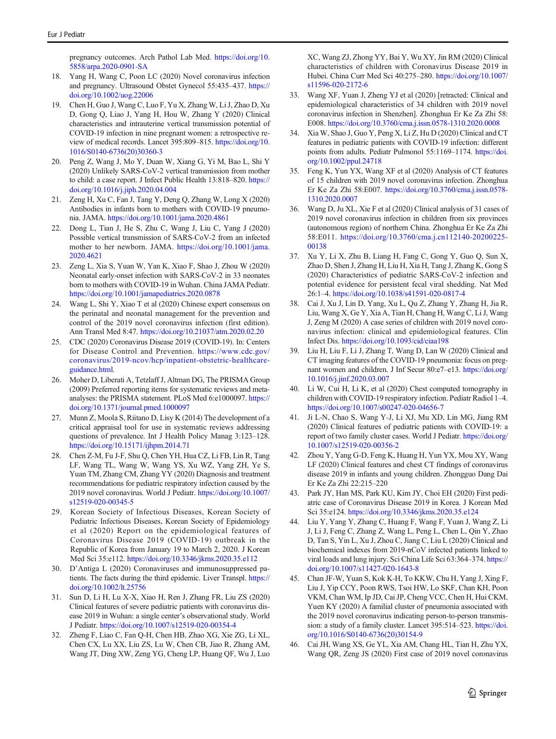pregnancy outcomes. Arch Pathol Lab Med. https://doi.org/10.5858/arpa.2020-0901-SA

18. Yang H, Wang C, Poon LC (2020) Novel coronavirus infection and pregnancy. Ultrasound Obstet Gynecol 55:435–437. https://doi.org/10.1002/uog.22006
19. Chen H, Guo J, Wang C, Luo F, Yu X, Zhang W, Li J, Zhao D, Xu D, Gong Q, Liao J, Yang H, Hou W, Zhang Y (2020) Clinical characteristics and intrauterine vertical transmission potential of COVID-19 infection in nine pregnant women: a retrospective review of medical records. Lancet 395:809–815. https://doi.org/10.1016/S0140-6736(20)30360-3
20. Peng Z, Wang J, Mo Y, Duan W, Xiang G, Yi M, Bao L, Shi Y (2020) Unlikely SARS-CoV-2 vertical transmission from mother to child: a case report. J Infect Public Health 13:818–820. https://doi.org/10.1016/j.jiph.2020.04.004
21. Zeng H, Xu C, Fan J, Tang Y, Deng Q, Zhang W, Long X (2020) Antibodies in infants born to mothers with COVID-19 pneumonia. JAMA. https://doi.org/10.1001/jama.2020.4861
22. Dong L, Tian J, He S, Zhu C, Wang J, Liu C, Yang J (2020) Possible vertical transmission of SARS-CoV-2 from an infected mother to her newborn. JAMA. https://doi.org/10.1001/jama.2020.4621
23. Zeng L, Xia S, Yuan W, Yan K, Xiao F, Shao J, Zhou W (2020) Neonatal early-onset infection with SARS-CoV-2 in 33 neonates born to mothers with COVID-19 in Wuhan. China JAMA Pediatr. https://doi.org/10.1001/jamapediatrics.2020.0878
24. Wang L, Shi Y, Xiao T et al (2020) Chinese expert consensus on the perinatal and neonatal management for the prevention and control of the 2019 novel coronavirus infection (first edition). Ann Transl Med 8:47. https://doi.org/10.21037/atm.2020.02.20
25. CDC (2020) Coronavirus Disease 2019 (COVID-19). In: Centers for Disease Control and Prevention. https://www.cdc.gov/coronavirus/2019-ncov/hcp/inpatient-obstetric-healthcare-guidance.html.
26. Moher D, Liberati A, Tetzlaff J, Altman DG, The PRISMA Group (2009) Preferred reporting items for systematic reviews and meta-analyses: the PRISMA statement. PLoS Med 6:e1000097. https://doi.org/10.1371/journal.pmed.1000097
27. Munn Z, Moola S, Riitano D, Lisy K (2014) The development of a critical appraisal tool for use in systematic reviews addressing questions of prevalence. Int J Health Policy Manag 3:123–128. https://doi.org/10.15171/ijhpm.2014.71
28. Chen Z-M, Fu J-F, Shu Q, Chen YH, Hua CZ, Li FB, Lin R, Tang LF, Wang TL, Wang W, Wang YS, Xu WZ, Yang ZH, Ye S, Yuan TM, Zhang CM, Zhang YY (2020) Diagnosis and treatment recommendations for pediatric respiratory infection caused by the 2019 novel coronavirus. World J Pediatr. https://doi.org/10.1007/s12519-020-00345-5
29. Korean Society of Infectious Diseases, Korean Society of Pediatric Infectious Diseases, Korean Society of Epidemiology et al (2020) Report on the epidemiological features of Coronavirus Disease 2019 (COVID-19) outbreak in the Republic of Korea from January 19 to March 2, 2020. J Korean Med Sci 35:e112. https://doi.org/10.3346/jkms.2020.35.e112
30. D'Antiga L (2020) Coronaviruses and immunosuppressed patients. The facts during the third epidemic. Liver Transpl. https://doi.org/10.1002/lt.25756
31. Sun D, Li H, Lu X-X, Xiao H, Ren J, Zhang FR, Liu ZS (2020) Clinical features of severe pediatric patients with coronavirus disease 2019 in Wuhan: a single center's observational study. World J Pediatr. https://doi.org/10.1007/s12519-020-00354-4
32. Zheng F, Liao C, Fan Q-H, Chen HB, Zhao XG, Xie ZG, Li XL, Chen CX, Lu XX, Liu ZS, Lu W, Chen CB, Jiao R, Zhang AM, Wang JT, Ding XW, Zeng YG, Cheng LP, Huang QF, Wu J, Luo XC, Wang ZJ, Zhong YY, Bai Y, Wu XY, Jin RM (2020) Clinical characteristics of children with Coronavirus Disease 2019 in Hubei. China Curr Med Sci 40:275–280. https://doi.org/10.1007/s11596-020-2172-6
33. Wang XF, Yuan J, Zheng YJ et al (2020) [retracted: Clinical and epidemiological characteristics of 34 children with 2019 novel coronavirus infection in Shenzhen]. Zhonghua Er Ke Za Zhi 58:E008. https://doi.org/10.3760/cma.j.issn.0578-1310.2020.0008
34. Xia W, Shao J, Guo Y, Peng X, Li Z, Hu D (2020) Clinical and CT features in pediatric patients with COVID-19 infection: different points from adults. Pediatr Pulmonol 55:1169–1174. https://doi.org/10.1002/ppul.24718
35. Feng K, Yun YX, Wang XF et al (2020) Analysis of CT features of 15 children with 2019 novel coronavirus infection. Zhonghua Er Ke Za Zhi 58:E007. https://doi.org/10.3760/cma.j.issn.0578-1310.2020.0007
36. Wang D, Ju XL, Xie F et al (2020) Clinical analysis of 31 cases of 2019 novel coronavirus infection in children from six provinces (autonomous region) of northern China. Zhonghua Er Ke Za Zhi 58:E011. https://doi.org/10.3760/cma.j.cn112140-20200225-00138
37. Xu Y, Li X, Zhu B, Liang H, Fang C, Gong Y, Guo Q, Sun X, Zhao D, Shen J, Zhang H, Liu H, Xia H, Tang J, Zhang K, Gong S (2020) Characteristics of pediatric SARS-CoV-2 infection and potential evidence for persistent fecal viral shedding. Nat Med 26:1–4. https://doi.org/10.1038/s41591-020-0817-4
38. Cai J, Xu J, Lin D, Yang, Xu L, Qu Z, Zhang Y, Zhang H, Jia R, Liu, Wang X, Ge Y, Xia A, Tian H, Chang H, Wang C, Li J, Wang J, Zeng M (2020) A case series of children with 2019 novel coronavirus infection: clinical and epidemiological features. Clin Infect Dis. https://doi.org/10.1093/cid/ciaa198
39. Liu H, Liu F, Li J, Zhang T, Wang D, Lan W (2020) Clinical and CT imaging features of the COVID-19 pneumonia: focus on pregnant women and children. J Inf Secur 80:e7–e13. https://doi.org/10.1016/j.jinf.2020.03.007
40. Li W, Cui H, Li K, et al (2020) Chest computed tomography in children with COVID-19 respiratory infection. Pediatr Radiol 1–4. https://doi.org/10.1007/s00247-020-04656-7
41. Ji L-N, Chao S, Wang Y-J, Li XJ, Mu XD, Lin MG, Jiang RM (2020) Clinical features of pediatric patients with COVID-19: a report of two family cluster cases. World J Pediatr. https://doi.org/10.1007/s12519-020-00356-2
42. Zhou Y, Yang G-D, Feng K, Huang H, Yun YX, Mou XY, Wang LF (2020) Clinical features and chest CT findings of coronavirus disease 2019 in infants and young children. Zhongguo Dang Dai Er Ke Za Zhi 22:215–220
43. Park JY, Han MS, Park KU, Kim JY, Choi EH (2020) First pediatric case of Coronavirus Disease 2019 in Korea. J Korean Med Sci 35:e124. https://doi.org/10.3346/jkms.2020.35.e124
44. Liu Y, Yang Y, Zhang C, Huang F, Wang F, Yuan J, Wang Z, Li J, Li J, Feng C, Zhang Z, Wang L, Peng L, Chen L, Qin Y, Zhao D, Tan S, Yin L, Xu J, Zhou C, Jiang C, Liu L (2020) Clinical and biochemical indexes from 2019-nCoV infected patients linked to viral loads and lung injury. Sci China Life Sci 63:364–374. https://doi.org/10.1007/s11427-020-1643-8
45. Chan JF-W, Yuan S, Kok K-H, To KKW, Chu H, Yang J, Xing F, Liu J, Yip CCY, Poon RWS, Tsoi HW, Lo SKF, Chan KH, Poon VKM, Chan WM, Ip JD, Cai JP, Cheng VCC, Chen H, Hui CKM, Yuen KY (2020) A familial cluster of pneumonia associated with the 2019 novel coronavirus indicating person-to-person transmission: a study of a family cluster. Lancet 395:514–523. https://doi.org/10.1016/S0140-6736(20)30154-9
46. Cai JH, Wang XS, Ge YL, Xia AM, Chang HL, Tian H, Zhu YX, Wang QR, Zeng JS (2020) First case of 2019 novel coronavirus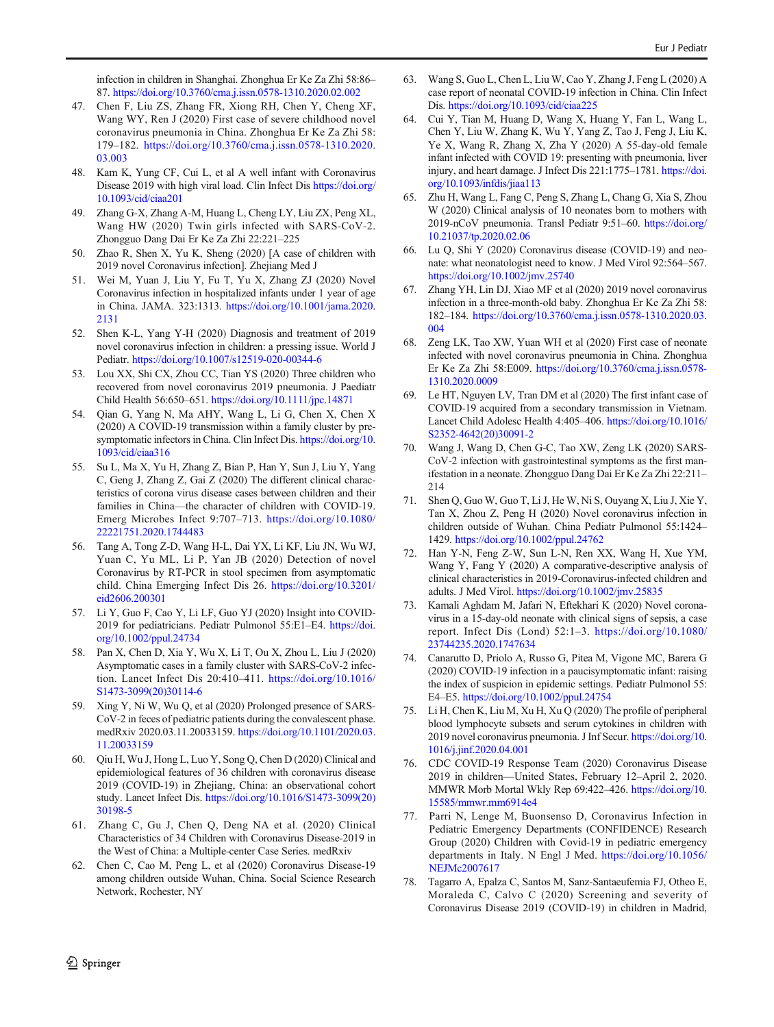infection in children in Shanghai. Zhonghua Er Ke Za Zhi 58:86–87. https://doi.org/10.3760/cma.j.issn.0578-1310.2020.02.002

47. Chen F, Liu ZS, Zhang FR, Xiong RH, Chen Y, Cheng XF, Wang WY, Ren J (2020) First case of severe childhood novel coronavirus pneumonia in China. Zhonghua Er Ke Za Zhi 58: 179–182. https://doi.org/10.3760/cma.j.issn.0578-1310.2020.03.003
48. Kam K, Yung CF, Cui L, et al A well infant with Coronavirus Disease 2019 with high viral load. Clin Infect Dis https://doi.org/10.1093/cid/ciaa201
49. Zhang G-X, Zhang A-M, Huang L, Cheng LY, Liu ZX, Peng XL, Wang HW (2020) Twin girls infected with SARS-CoV-2. Zhongguo Dang Dai Er Ke Za Zhi 22:221–225
50. Zhao R, Shen X, Yu K, Sheng (2020) [A case of children with 2019 novel Coronavirus infection]. Zhejiang Med J
51. Wei M, Yuan J, Liu Y, Fu T, Yu X, Zhang ZJ (2020) Novel Coronavirus infection in hospitalized infants under 1 year of age in China. JAMA. 323:1313. https://doi.org/10.1001/jama.2020.2131
52. Shen K-L, Yang Y-H (2020) Diagnosis and treatment of 2019 novel coronavirus infection in children: a pressing issue. World J Pediatr. https://doi.org/10.1007/s12519-020-00344-6
53. Lou XX, Shi CX, Zhou CC, Tian YS (2020) Three children who recovered from novel coronavirus 2019 pneumonia. J Paediatr Child Health 56:650–651. https://doi.org/10.1111/jpc.14871
54. Qian G, Yang N, Ma AHY, Wang L, Li G, Chen X, Chen X (2020) A COVID-19 transmission within a family cluster by pre-symptomatic infectors in China. Clin Infect Dis. https://doi.org/10.1093/cid/ciaa316
55. Su L, Ma X, Yu H, Zhang Z, Bian P, Han Y, Sun J, Liu Y, Yang C, Geng J, Zhang Z, Gai Z (2020) The different clinical characteristics of corona virus disease cases between children and their families in China—the character of children with COVID-19. Emerg Microbes Infect 9:707–713. https://doi.org/10.1080/22221751.2020.1744483
56. Tang A, Tong Z-D, Wang H-L, Dai YX, Li KF, Liu JN, Wu WJ, Yuan C, Yu ML, Li P, Yan JB (2020) Detection of novel Coronavirus by RT-PCR in stool specimen from asymptomatic child. China Emerging Infect Dis 26. https://doi.org/10.3201/eid2606.200301
57. Li Y, Guo F, Cao Y, Li LF, Guo YJ (2020) Insight into COVID-2019 for pediatricians. Pediatr Pulmonol 55:E1–E4. https://doi.org/10.1002/ppul.24734
58. Pan X, Chen D, Xia Y, Wu X, Li T, Ou X, Zhou L, Liu J (2020) Asymptomatic cases in a family cluster with SARS-CoV-2 infection. Lancet Infect Dis 20:410–411. https://doi.org/10.1016/S1473-3099(20)30114-6
59. Xing Y, Ni W, Wu Q, et al (2020) Prolonged presence of SARS-CoV-2 in feces of pediatric patients during the convalescent phase. medRxiv 2020.03.11.20033159. https://doi.org/10.1101/2020.03.11.20033159
60. Qiu H, Wu J, Hong L, Luo Y, Song Q, Chen D (2020) Clinical and epidemiological features of 36 children with coronavirus disease 2019 (COVID-19) in Zhejiang, China: an observational cohort study. Lancet Infect Dis. https://doi.org/10.1016/S1473-3099(20)30198-5
61. Zhang C, Gu J, Chen Q, Deng NA et al. (2020) Clinical Characteristics of 34 Children with Coronavirus Disease-2019 in the West of China: a Multiple-center Case Series. medRxiv
62. Chen C, Cao M, Peng L, et al (2020) Coronavirus Disease-19 among children outside Wuhan, China. Social Science Research Network, Rochester, NY
63. Wang S, Guo L, Chen L, Liu W, Cao Y, Zhang J, Feng L (2020) A case report of neonatal COVID-19 infection in China. Clin Infect Dis. https://doi.org/10.1093/cid/ciaa225
64. Cui Y, Tian M, Huang D, Wang X, Huang Y, Fan L, Wang L, Chen Y, Liu W, Zhang K, Wu Y, Yang Z, Tao J, Feng J, Liu K, Ye X, Wang R, Zhang X, Zha Y (2020) A 55-day-old female infant infected with COVID 19: presenting with pneumonia, liver injury, and heart damage. J Infect Dis 221:1775–1781. https://doi.org/10.1093/infdis/jiaa113
65. Zhu H, Wang L, Fang C, Peng S, Zhang L, Chang G, Xia S, Zhou W (2020) Clinical analysis of 10 neonates born to mothers with 2019-nCoV pneumonia. Transl Pediatr 9:51–60. https://doi.org/10.21037/tp.2020.02.06
66. Lu Q, Shi Y (2020) Coronavirus disease (COVID-19) and neonate: what neonatologist need to know. J Med Virol 92:564–567. https://doi.org/10.1002/jmv.25740
67. Zhang YH, Lin DJ, Xiao MF et al (2020) 2019 novel coronavirus infection in a three-month-old baby. Zhonghua Er Ke Za Zhi 58: 182–184. https://doi.org/10.3760/cma.j.issn.0578-1310.2020.03.004
68. Zeng LK, Tao XW, Yuan WH et al (2020) First case of neonate infected with novel coronavirus pneumonia in China. Zhonghua Er Ke Za Zhi 58:E009. https://doi.org/10.3760/cma.j.issn.0578-1310.2020.0009
69. Le HT, Nguyen LV, Tran DM et al (2020) The first infant case of COVID-19 acquired from a secondary transmission in Vietnam. Lancet Child Adolesc Health 4:405–406. https://doi.org/10.1016/S2352-4642(20)30091-2
70. Wang J, Wang D, Chen G-C, Tao XW, Zeng LK (2020) SARS-CoV-2 infection with gastrointestinal symptoms as the first manifestation in a neonate. Zhongguo Dang Dai Er Ke Za Zhi 22:211–214
71. Shen Q, Guo W, Guo T, Li J, He W, Ni S, Ouyang X, Liu J, Xie Y, Tan X, Zhou Z, Peng H (2020) Novel coronavirus infection in children outside of Wuhan. China Pediatr Pulmonol 55:1424–1429. https://doi.org/10.1002/ppul.24762
72. Han Y-N, Feng Z-W, Sun L-N, Ren XX, Wang H, Xue YM, Wang Y, Fang Y (2020) A comparative-descriptive analysis of clinical characteristics in 2019-Coronavirus-infected children and adults. J Med Virol. https://doi.org/10.1002/jmv.25835
73. Kamali Aghdam M, Jafari N, Eftekhari K (2020) Novel coronavirus in a 15-day-old neonate with clinical signs of sepsis, a case report. Infect Dis (Lond) 52:1–3. https://doi.org/10.1080/23744235.2020.1747634
74. Canarutto D, Priolo A, Russo G, Pitea M, Vigone MC, Barera G (2020) COVID-19 infection in a paucisymptomatic infant: raising the index of suspicion in epidemic settings. Pediatr Pulmonol 55: E4–E5. https://doi.org/10.1002/ppul.24754
75. Li H, Chen K, Liu M, Xu H, Xu Q (2020) The profile of peripheral blood lymphocyte subsets and serum cytokines in children with 2019 novel coronavirus pneumonia. J Inf Secur. https://doi.org/10.1016/j.jinf.2020.04.001
76. CDC COVID-19 Response Team (2020) Coronavirus Disease 2019 in children—United States, February 12–April 2, 2020. MMWR Morb Mortal Wkly Rep 69:422–426. https://doi.org/10.15585/mmwr.mm6914e4
77. Parri N, Lenge M, Buonsenso D, Coronavirus Infection in Pediatric Emergency Departments (CONFIDENCE) Research Group (2020) Children with Covid-19 in pediatric emergency departments in Italy. N Engl J Med. https://doi.org/10.1056/NEJMc2007617
78. Tagarro A, Epalza C, Santos M, Sanz-Santaeufemia FJ, Otheo E, Moraleda C, Calvo C (2020) Screening and severity of Coronavirus Disease 2019 (COVID-19) in children in Madrid,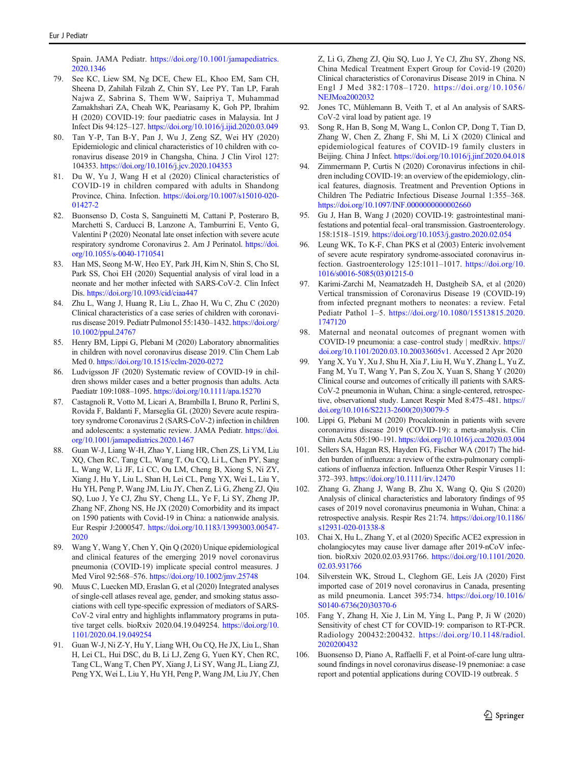Spain. JAMA Pediatr. https://doi.org/10.1001/jamapediatrics.2020.1346

79. See KC, Liew SM, Ng DCE, Chew EL, Khoo EM, Sam CH, Sheena D, Zahilah Filzah Z, Chin SY, Lee PY, Tan LP, Farah Najwa Z, Sabrina S, Them WW, Saipriya T, Muhammad Zamakhshari ZA, Cheah WK, Peariasamy K, Goh PP, Ibrahim H (2020) COVID-19: four paediatric cases in Malaysia. Int J Infect Dis 94:125–127. https://doi.org/10.1016/j.ijid.2020.03.049
80. Tan Y-P, Tan B-Y, Pan J, Wu J, Zeng SZ, Wei HY (2020) Epidemiologic and clinical characteristics of 10 children with coronavirus disease 2019 in Changsha, China. J Clin Virol 127: 104353. https://doi.org/10.1016/j.jcv.2020.104353
81. Du W, Yu J, Wang H et al (2020) Clinical characteristics of COVID-19 in children compared with adults in Shandong Province, China. Infection. https://doi.org/10.1007/s15010-020-01427-2
82. Buonsenso D, Costa S, Sanguinetti M, Cattani P, Posteraro B, Marchetti S, Carducci B, Lanzone A, Tamburrini E, Vento G, Valentini P (2020) Neonatal late onset infection with severe acute respiratory syndrome Coronavirus 2. Am J Perinatol. https://doi.org/10.1055/s-0040-1710541
83. Han MS, Seong M-W, Heo EY, Park JH, Kim N, Shin S, Cho SI, Park SS, Choi EH (2020) Sequential analysis of viral load in a neonate and her mother infected with SARS-CoV-2. Clin Infect Dis. https://doi.org/10.1093/cid/ciaa447
84. Zhu L, Wang J, Huang R, Liu L, Zhao H, Wu C, Zhu C (2020) Clinical characteristics of a case series of children with coronavirus disease 2019. Pediatr Pulmonol 55:1430–1432. https://doi.org/10.1002/ppul.24767
85. Henry BM, Lippi G, Plebani M (2020) Laboratory abnormalities in children with novel coronavirus disease 2019. Clin Chem Lab Med 0. https://doi.org/10.1515/cclm-2020-0272
86. Ludvigsson JF (2020) Systematic review of COVID-19 in children shows milder cases and a better prognosis than adults. Acta Paediatr 109:1088–1095. https://doi.org/10.1111/apa.15270
87. Castagnoli R, Votto M, Licari A, Brambilla I, Bruno R, Perlini S, Rovida F, Baldanti F, Marseglia GL (2020) Severe acute respiratory syndrome Coronavirus 2 (SARS-CoV-2) infection in children and adolescents: a systematic review. JAMA Pediatr. https://doi.org/10.1001/jamapediatrics.2020.1467
88. Guan W-J, Liang W-H, Zhao Y, Liang HR, Chen ZS, Li YM, Liu XQ, Chen RC, Tang CL, Wang T, Ou CQ, Li L, Chen PY, Sang L, Wang W, Li JF, Li CC, Ou LM, Cheng B, Xiong S, Ni ZY, Xiang J, Hu Y, Liu L, Shan H, Lei CL, Peng YX, Wei L, Liu Y, Hu YH, Peng P, Wang JM, Liu JY, Chen Z, Li G, Zheng ZJ, Qiu SQ, Luo J, Ye CJ, Zhu SY, Cheng LL, Ye F, Li SY, Zheng JP, Zhang NF, Zhong NS, He JX (2020) Comorbidity and its impact on 1590 patients with Covid-19 in China: a nationwide analysis. Eur Respir J:2000547. https://doi.org/10.1183/13993003.00547-2020
89. Wang Y, Wang Y, Chen Y, Qin Q (2020) Unique epidemiological and clinical features of the emerging 2019 novel coronavirus pneumonia (COVID-19) implicate special control measures. J Med Virol 92:568–576. https://doi.org/10.1002/jmv.25748
90. Muus C, Luecken MD, Eraslan G, et al (2020) Integrated analyses of single-cell atlases reveal age, gender, and smoking status associations with cell type-specific expression of mediators of SARS-CoV-2 viral entry and highlights inflammatory programs in putative target cells. bioRxiv 2020.04.19.049254. https://doi.org/10.1101/2020.04.19.049254
91. Guan W-J, Ni Z-Y, Hu Y, Liang WH, Ou CQ, He JX, Liu L, Shan H, Lei CL, Hui DSC, du B, Li LJ, Zeng G, Yuen KY, Chen RC, Tang CL, Wang T, Chen PY, Xiang J, Li SY, Wang JL, Liang ZJ, Peng YX, Wei L, Liu Y, Hu YH, Peng P, Wang JM, Liu JY, Chen Z, Li G, Zheng ZJ, Qiu SQ, Luo J, Ye CJ, Zhu SY, Zhong NS, China Medical Treatment Expert Group for Covid-19 (2020) Clinical characteristics of Coronavirus Disease 2019 in China. N Engl J Med 382:1708–1720. https://doi.org/10.1056/NEJMoa2002032
92. Jones TC, Mühlemann B, Veith T, et al An analysis of SARS-CoV-2 viral load by patient age. 19
93. Song R, Han B, Song M, Wang L, Conlon CP, Dong T, Tian D, Zhang W, Chen Z, Zhang F, Shi M, Li X (2020) Clinical and epidemiological features of COVID-19 family clusters in Beijing. China J Infect. https://doi.org/10.1016/j.jinf.2020.04.018
94. Zimmermann P, Curtis N (2020) Coronavirus infections in children including COVID-19: an overview of the epidemiology, clinical features, diagnosis. Treatment and Prevention Options in Children The Pediatric Infectious Disease Journal 1:355–368. https://doi.org/10.1097/INF.0000000000002660
95. Gu J, Han B, Wang J (2020) COVID-19: gastrointestinal manifestations and potential fecal–oral transmission. Gastroenterology. 158:1518–1519. https://doi.org/10.1053/j.gastro.2020.02.054
96. Leung WK, To K-F, Chan PKS et al (2003) Enteric involvement of severe acute respiratory syndrome-associated coronavirus infection. Gastroenterology 125:1011–1017. https://doi.org/10.1016/s0016-5085(03)01215-0
97. Karimi-Zarchi M, Neamatzadeh H, Dastgheib SA, et al (2020) Vertical transmission of Coronavirus Disease 19 (COVID-19) from infected pregnant mothers to neonates: a review. Fetal Pediatr Pathol 1–5. https://doi.org/10.1080/15513815.2020.1747120
98. Maternal and neonatal outcomes of pregnant women with COVID-19 pneumonia: a case–control study | medRxiv. https://doi.org/10.1101/2020.03.10.20033605v1. Accessed 2 Apr 2020
99. Yang X, Yu Y, Xu J, Shu H, Xia J', Liu H, Wu Y, Zhang L, Yu Z, Fang M, Yu T, Wang Y, Pan S, Zou X, Yuan S, Shang Y (2020) Clinical course and outcomes of critically ill patients with SARS-CoV-2 pneumonia in Wuhan, China: a single-centered, retrospective, observational study. Lancet Respir Med 8:475–481. https://doi.org/10.1016/S2213-2600(20)30079-5
100. Lippi G, Plebani M (2020) Procalcitonin in patients with severe coronavirus disease 2019 (COVID-19): a meta-analysis. Clin Chim Acta 505:190–191. https://doi.org/10.1016/j.cca.2020.03.004
101. Sellers SA, Hagan RS, Hayden FG, Fischer WA (2017) The hidden burden of influenza: a review of the extra-pulmonary complications of influenza infection. Influenza Other Respir Viruses 11: 372–393. https://doi.org/10.1111/irv.12470
102. Zhang G, Zhang J, Wang B, Zhu X, Wang Q, Qiu S (2020) Analysis of clinical characteristics and laboratory findings of 95 cases of 2019 novel coronavirus pneumonia in Wuhan, China: a retrospective analysis. Respir Res 21:74. https://doi.org/10.1186/s12931-020-01338-8
103. Chai X, Hu L, Zhang Y, et al (2020) Specific ACE2 expression in cholangiocytes may cause liver damage after 2019-nCoV infection. bioRxiv 2020.02.03.931766. https://doi.org/10.1101/2020.02.03.931766
104. Silverstein WK, Stroud L, Cleghorn GE, Leis JA (2020) First imported case of 2019 novel coronavirus in Canada, presenting as mild pneumonia. Lancet 395:734. https://doi.org/10.1016/S0140-6736(20)30370-6
105. Fang Y, Zhang H, Xie J, Lin M, Ying L, Pang P, Ji W (2020) Sensitivity of chest CT for COVID-19: comparison to RT-PCR. Radiology 200432:200432. https://doi.org/10.1148/radiol.2020200432
106. Buonsenso D, Piano A, Raffaelli F, et al Point-of-care lung ultrasound findings in novel coronavirus disease-19 pnemoniae: a case report and potential applications during COVID-19 outbreak. 5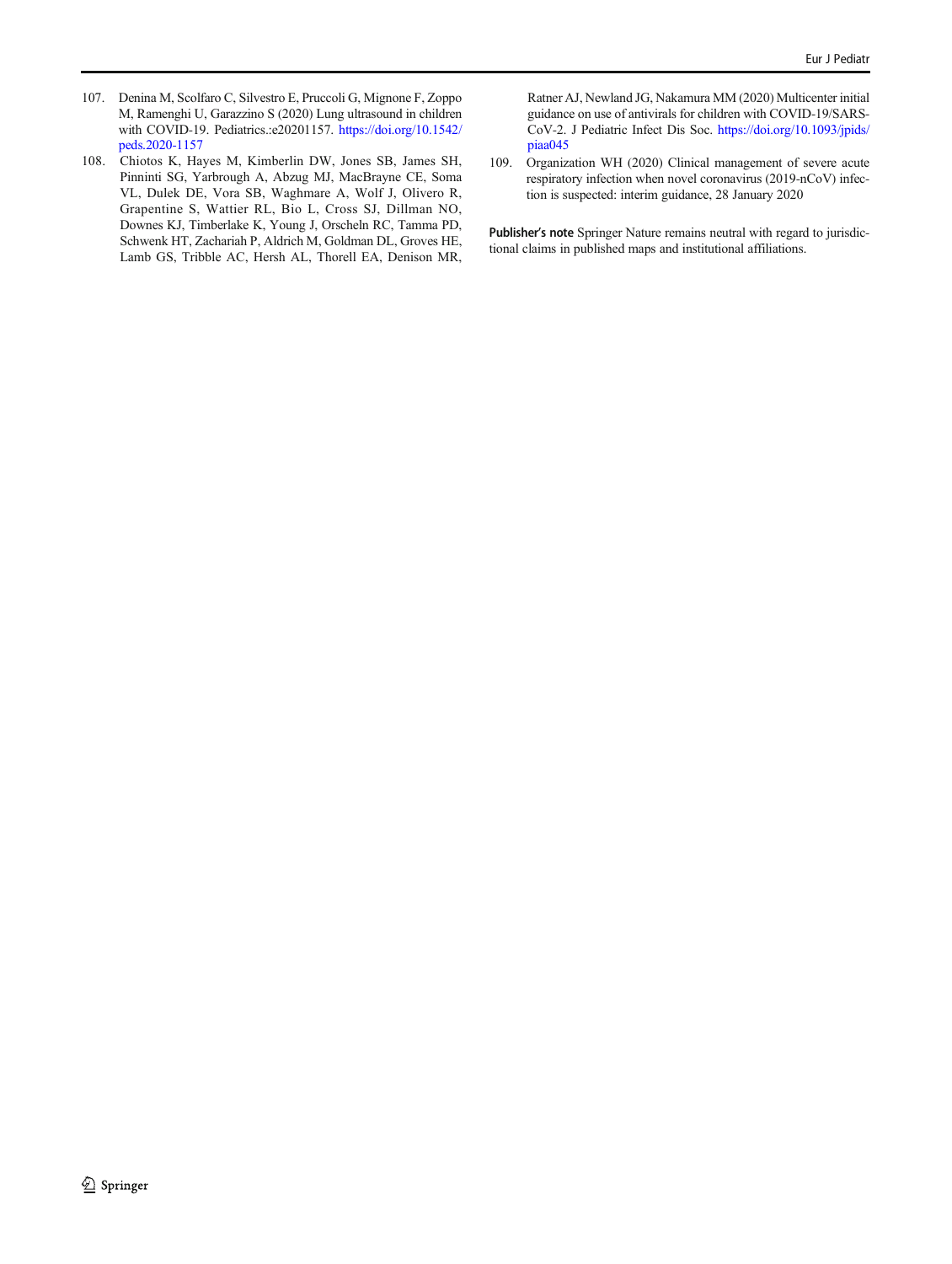107. Denina M, Scolfaro C, Silvestro E, Pruccoli G, Mignone F, Zoppo M, Ramenghi U, Garazzino S (2020) Lung ultrasound in children with COVID-19. Pediatrics.:e20201157. https://doi.org/10.1542/peds.2020-1157
108. Chiotos K, Hayes M, Kimberlin DW, Jones SB, James SH, Pinninti SG, Yarbrough A, Abzug MJ, MacBrayne CE, Soma VL, Dulek DE, Vora SB, Waghmare A, Wolf J, Olivero R, Grapentine S, Wattier RL, Bio L, Cross SJ, Dillman NO, Downes KJ, Timberlake K, Young J, Orscheln RC, Tamma PD, Schwenk HT, Zachariah P, Aldrich M, Goldman DL, Groves HE, Lamb GS, Tribble AC, Hersh AL, Thorell EA, Denison MR, Ratner AJ, Newland JG, Nakamura MM (2020) Multicenter initial guidance on use of antivirals for children with COVID-19/SARS-CoV-2. J Pediatric Infect Dis Soc. https://doi.org/10.1093/jpids/piaa045
109. Organization WH (2020) Clinical management of severe acute respiratory infection when novel coronavirus (2019-nCoV) infection is suspected: interim guidance, 28 January 2020

**Publisher's note** Springer Nature remains neutral with regard to jurisdictional claims in published maps and institutional affiliations.